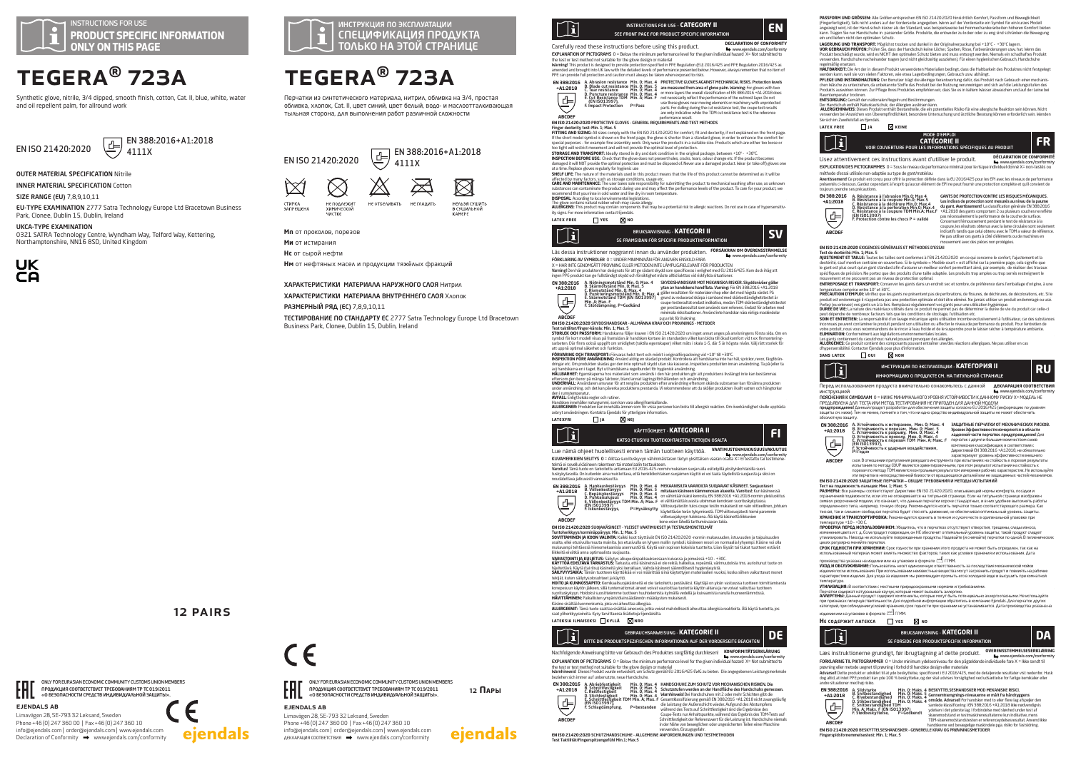INSTRUCTIONS FOR USE

**PRODUCT SPECIFIC INFORMATION ONLY ON THIS PAGE**

# TEGERA® 723A

Synthetic glove, nitrile, 3/4 dipped, smooth finish, cotton, Cat. II, blue, white, water and oil repellent palm, for allround work

EN ISO 21420:2020

EN 388:2016+A1:2018
4111X

**OUTER MATERIAL SPECIFICATION** Nitrile

**INNER MATERIAL SPECIFICATION** Cotton

**SIZE RANGE (EU)** 7,8,9,10,11

**EU-TYPE EXAMINATION** 2777 Satra Technology Europe Ltd Bracetown Business Park, Clonee, Dublin 15, Dublin, Ireland

**UKCA-TYPE EXAMINATION**
0321 SATRA Technology Centre, Wyndham Way, Telford Way, Kettering, Northamptonshire, NN16 8SD, United Kingdom

UK CA

**12 PAIRS**

ONLY FOR EURASIAN ECONOMIC COMMUNITY CUSTOMS UNION MEMBERS
ПРОДУКЦИЯ СООТВЕТСТВУЕТ ТРЕБОВАНИЯМ ТР ТС 019/2011 «О БЕЗОПАСНОСТИ СРЕДСТВ ИНДИВИДУАЛЬНОЙ ЗАЩИТЫ».

**EJENDALS AB**
Limavägen 28, SE-793 32 Leksand, Sweden
Phone +46 (0) 247 360 00 | Fax +46 (0) 247 360 10
info@ejendals.com | order@ejendals.com | www.ejendals.com
Declaration of Conformity ➡ www.ejendals.com/conformity

ejendals

---

ИНСТРУКЦИЯ ПО ЭКСПЛУАТАЦИИ

**СПЕЦИФИКАЦИЯ ПРОДУКТА ТОЛЬКО НА ЭТОЙ СТРАНИЦЕ**

# TEGERA® 723A

Перчатки из синтетического материала, нитрил, обливка на 3/4, простая обливка, хлопок, Cat. II, цвет синий, цвет белый, водо- и маслоотталкивающая тыльная сторона, для выполнения работ различной сложности

EN ISO 21420:2020

EN 388:2016+A1:2018
4111X

СТИРКА ЗАПРЕЩЕНА | НЕ ПОДЛЕЖИТ ХИМИЧЕСКОЙ ЧИСТКЕ | НЕ ОТБЕЛИВАТЬ | НЕ ГЛАДИТЬ | НЕЛЬЗЯ СУШИТЬ В СУШИЛЬНОЙ КАМЕРЕ

**Мп** от проколов, порезов

**Ми** от истирания

**Нс** от сырой нефти

**Нм** от нефтяных масел и продукции тяжёлых фракций

ХАРАКТЕРИСТИКИ МАТЕРИАЛА НАРУЖНОГО СЛОЯ Нитрил

ХАРАКТЕРИСТИКИ МАТЕРИАЛА ВНУТРЕННЕГО СЛОЯ Хлопок

РАЗМЕРНЫЙ РЯД (ЕС) 7,8,9,10,11

ТЕСТИРОВАНИЕ ПО СТАНДАРТУ ЕС 2777 Satra Technology Europe Ltd Bracetown Business Park, Clonee, Dublin 15, Dublin, Ireland

**12 Пары**

ONLY FOR EURASIAN ECONOMIC COMMUNITY CUSTOMS UNION MEMBERS
ПРОДУКЦИЯ СООТВЕТСТВУЕТ ТРЕБОВАНИЯМ ТР ТС 019/2011 «О БЕЗОПАСНОСТИ СРЕДСТВ ИНДИВИДУАЛЬНОЙ ЗАЩИТЫ».

**EJENDALS AB**
Limavägen 28, SE-793 32 Leksand, Sweden
Phone +46 (0) 247 360 00 | Fax +46 (0) 247 360 10
info@ejendals.com | order@ejendals.com | www.ejendals.com
ДЕКЛАРАЦИЯ СООТВЕТСТВИЯ ➡ www.ejendals.com/conformity

ejendals

---

## INSTRUCTIONS FOR USE - CATEGORY II — EN

SEE FRONT PAGE FOR PRODUCT SPECIFIC INFORMATION

Carefully read these instructions before using this product. **DECLARATION OF CONFORMITY** www.ejendals.com/conformity

**EXPLANATION OF PICTOGRAMS** 0 = Below the minimum performance level for the given individual hazard X= Not submitted to the test or test method not suitable for the glove design or material

**Warning!** This product is designed to provide protection specified in PPE Regulation (EU) 2016/425 and PPE Regulation 2016/425 as amended and brought into UK law with the detailed levels of performance presented below. However, always remember that no item of PPE can provide full protection and caution must always be taken when exposed to risks.

EN 388:2016 +A1:2018 — ABCDEF

A. Abrasion resistance Min. 0; Max. 4
B. Blade cut resistance Min. 0; Max. 5
C. Tear resistance Min. 0; Max. 4
D. Puncture resistance Min. 0; Max. 4
E. Cut Resistance TDM Min. A; Max. F (EN ISO13997)
F. Impact Protection P=Pass

**PROTECTIVE GLOVES AGAINST MECHANICAL RISKS. Protection levels are measured from area of glove palm. Warning!** For gloves with two or more layers the overall classification of EN 388:2016 +A1:2018 does not necessarily reflect the performance of the outmost layer. Do not use these gloves near moving elements or machinery with unprotected parts. For dulling during the cut resistance test, the coupe test results are only indicative while the TDM cut resistance test is the reference performance result.

**EN ISO 21420:2020 PROTECTIVE GLOVES - GENERAL REQUIREMENTS AND TEST METHODS**
**Finger dexterity test: Min. 1; Max. 5**

**FITTING AND SIZING:** All sizes comply with the EN ISO 21420:2020 for comfort, fit and dexterity, if not explained on the front page. If the short model symbol is shown on the front page, the glove is shorter than a standard glove, in order to enhance the comfort for special purposes – for example fine assembly work. Only wear the products in a suitable size. Products which are either too loose or too tight will restrict movement and will not provide the optimal level of protection.

**STORAGE AND TRANSPORT:** Ideally stored in dry and dark condition in the original package, between +10° - +30°C.

**INSPECTION BEFORE USE:** Check that the glove does not present holes, cracks, tears, colour change etc. If the product becomes damaged it will NOT provide the optimal protection and must be disposed of. Never use a damaged product. Wear (or take off) gloves one at a time. Replace gloves regularly for hygienic use.

**SHELF LIFE:** The nature of the materials used in this product means that the life of this product cannot be determined as it will be affected by many factors, such as storage conditions, usage etc.

**CARE AND MAINTENANCE:** The user bears sole responsibility for submitting the product to mechanical washing after use, as unknown substances can contaminate the product during use and may affect the performance levels of the product. To care for your product, we recommend that you rinse in cold water and line dry in room temperature.

**DISPOSAL:** According to local environmental legislations.

The glove contains natural rubber which may cause allergy.

**ALLERGENS:** This product may contain components that may be a potential risk to allergic reactions. Do not use in case of hypersensitivity signs. For more information contact Ejendals.

**LATEX FREE** ☐ YES ☒ NO

---

## BRUKSANVISNING - KATEGORI II — SV

SE FRAMSIDAN FÖR SPECIFIK PRODUKTINFORMATION

Läs dessa instruktioner noggrant innan du använder produkten. **FÖRSÄKRAN OM ÖVERENSSTÄMMELSE** www.ejendals.com/conformity

**FÖRKLARING AV SYMBOLER** 0 = UNDER MINIMINIVÅN FÖR ANGIVEN ENSKILD FARA
X = HAR INTE GENOMGÅTT PROVNING ELLER METODEN INTE LÄMPLIG/RELEVANT FÖR PRODUKTEN

**Varning!** Den här produkten har designats för att ge sådant skydd som specificeras i enlighet med EU 2016/425. Kom dock ihåg att ingen PPE-produkt kan ge fullständigt skydd och försiktighet måste alltid iakttas vid riskfyllda situationer.

EN 388:2016 +A1:2018 — ABCDEF

A. Nötningsmotstånd Min. 0; Max. 4
B. Skärmotstånd Min. 0; Max. 5
C. Rivmotstånd Min. 0; Max. 4
D. Punkteringsmotstånd Min. 0; Max. 4
E. Skärmotstånd TDM (EN ISO13997) Min. A; Max. F
F. Stötdämpning. P=Godkänd

**SKYDDSHANDSKAR MOT MEKANISKA RISKER. Skyddsnivåer gäller ytan av handskens handflata. Varning:** För EN 388:2016 +A1:2018 gäller resultaten för materialen ihop eller det med högsta värdet. På grund av reducerad skärpa i samband med skärbeständighetstestet är coupe-testresultatet endast indikativa, medan TDM-skärbeständighetstestet ger prestandaresultat som används som referens. Endast för arbeten med minimala riskfaktorer. Använd inte handskar nära rörliga maskindelar p.g.a risk för inskning.

**EN ISO 21420:2020 SKYDDSHANDSKAR - ALLMÄNNA KRAV OCH PROVNINGS - METODER**
**Test taktilitet/fingerkänsla: Min. 1; Max. 5**

**STORLEK OCH PASSFORM:** Handskarna följer kraven i EN ISO 21420:2020 om inget annat anges på anvisningens första sida. Om en symbol för kort modell visas på framsidan är handsken kortare än standard i syfte att öka komforten vid t.ex. finmontering-sarbeten. Där finns också uppgift om smidighet (taktila egenskaper) vilket mäts i skala 1-5, där 5 är högsta nivån. Välj rätt storlek för att uppnå optimal säkerhet och funktion.

**FÖRVARING OCH TRANSPORT:** Förvaras helst torrt och mörkt i originalförpackning vid +10° till +30°C.

**INSPEKTION FÖRE ANVÄNDNING:** Använd aldrig en skadad produkt. Kontrollera att handskarna inte har hål, sprickor, revor, färgförändringar etc. Om produkten skadas ger den inte optimalt skydd utan ska kasseras. Inspektera produkten innan användning. Ta på (eller ta av) handskarna en i taget. Byt ut handskarna regelbundet för hygienisk användning.

**HÅLLBARHET:** Egenskaperna hos materialet som används i den här produkten gör att produktens livslängd inte kan bestämmas eftersom den beror på många faktorer, bland annat lagringsförhållanden och användning.

**UNDERHÅLL:** Användaren ansvarar för att rengöra produkten efter användning eftersom okända substanser kan förorena produkten under användning, och det kan påverka produktens prestanda. Vi rekommenderar att du sköljer produkten i kallt vatten och hängtorkar den i rumstemperatur.

**AVFALL:** Enligt lokala regler och rutiner.

Handsken innehåller naturgummi, som kan vara allergiframkallande.

**ALLERGENER:** Produkten kan innehålla ämnen som för vissa personer kan bidra till allergisk reaktion. Om överkänslighet skulle upptäcka avbryt användningen. Kontakta Ejendals för ytterligare information.

**LATEXFRI** ☐ JA ☒ NEJ

---

## KÄYTTÖOHJEET - KATEGORIA II — FI

KATSO ETUSIVU TUOTEKOHTAISTEN TIETOJEN OSALTA

Lue nämä ohjeet huolellisesti ennen tämän tuotteen käyttöä. **VAATIMUSTENMUKAISUUSVAKUUTUS** www.ejendals.com/conformity

**KUVAMERKKIEN SELITYS** 0 = Alittaa suorituskyvyn vähimmäistason tietyn yksittäisen vaaran osalta X= Ei testattu tai testimenetelmä ei sovellu käsineen rakenteen tai materiaalin testaukseen.

**Varoitus!** Tämä tuote on tarkoitettu antamaan EU 2016:425-normin mukaisen suojan alla esitetyillä yksityiskohtaisilla suorituskykytasoilla. On kuitenkin aina muistettava, ettei henkilökohtaisen suojaimen käyttö ei voi taata täydellistä suojausta ja siksi on noudatettava jatkuvasti varovaisuutta.

EN 388:2016 +A1:2018 — ABCDEF

A. Hankauskestävyys Min. 0; Max. 4
B. Viiltonkestävyys Min. 0; Max. 5
C. Repäisykestävyys Min. 0; Max. 4
D. Puhkaisulujuus Min. 0; Max. 4
E. Viiltonkestävyys TDM Min. A; Max. F (EN ISO13997)
F. Iskunkestävyys, P=Hyväksytty

**MEKAANISILTA VAAROILTA SUOJAAVAT KÄSINEET. Suojaustasot mitataan käsineen kämmenosan alueelta. Varoitus!** Kun käsineessä on vähintään kaksi kerrosta, EN 388:2016 +A1:2018-normin yleisluokitus ei välttämättä kuvasta uloimman kerroksen suorituskykytasoa. Viiltosuojatestin tulos coupe testin mukaisesti on vain viitteellinen, joltaan käytettävän terän tylsymisestä. TDM viiltosuojatesti toimii perenmin viiltosuojakyvyn tuloksena. Älä käytä käsineitä liikkuvien kone-osien lähellä tarttumisvaaran takia.

**EN ISO 21420:2020 SUOJAKÄSINEET - YLEISET VAATIMUKSET JA TESTAUSMENETELMÄT**
**Tuntoherkkyys/sorminäppäryys: Min. 1; Max. 5**

**SOVITTAMINEN JA KOON VALINTA:** Kaikki koot täyttävät EN ISO 21420:2020 -normin mukavuuden, istuvuuden ja taipuisuuden osalta, ellei etusivulla muuta mainita. Jos etusivulla on lyhyen mallin symboli, käsineen reunat on normaalia lyhyempi. Käsine voi olla mukavampi tehtäessä hienomekaanisia asennustöitä. Käytä vain sopivan kokoisia tuotteita. Liian löysät tai tiukat tuotteet estävät liikkeitä eivätkä anna optimaalista suojausta.

**VARASTOINTI JA KULJETUS:** Säilytys alkuperäispakkauksessaan kuivassa ja pimeässä +10 - +30C.

**KÄYTTÖÄ EDELTÄVÄ TARKASTUS:** Tarkasta, että käsineissä ei ole reikiä, halkeamia, repeämiä, värimuutoksia tms. aurioituneet tuote on hävitettävä. Käytä (tai riisu) käsineitä yksi kerrallaan. Vaihda käsineet säännöllisesti hygieenisyyttä.

**SÄILYVYYSAIKA:** Tämän tuotteen käyttöikää ei voi määrittää siinä käytettyjen materiaalien vuoksi, koska siihen vaikuttavat monet tekijät, kuten säilytysolosuhteet ja käyttö.

**HOITO JA KUNNOSSAPITO:** Kemikaalisuojakäsineitä ei ole tarkoitettu pestäväksi. Käyttäjän on yksin vastuussa tuotteen toimittamisesta konepesuun käytön jälkeen, sillä tuntemattomat aineet voivat saastuttaa tuotteen käytön aikana ja ne voivat vaikuttaa tuotteen suorituskykyyn. Hoidaksesi suosittelemme tuotteen huuhtelemista kylmällä vedellä ja kuivaamista narulla huoneenlämmössä.

**HÄVITTÄMINEN:** Paikallisten ympäristömääräämien määräysten mukaisesti.

Käsine sisältää luonnonkumia, joka voi aiheuttaa allergiaa.

**ALLERGEENIT:** Tämä tuote saattaa sisältää aineosia, jotka voivat mahdollisesti aiheuttaa allergisia reaktioita. Älä käytä tuotetta, jos saat yliherkkyysoireita. Kysy tarvittaessa lisätietoja Ejendalsilta.

**LATEKSIN ILMAISEKSI** ☐ KYLLÄ ☒ NRO

---

## GEBRAUCHSANWEISUNG - KATEGORIE II — DE

BITTE DIE PRODUKTSPEZIFISCHEN INFORMATIONEN AUF DER VORDERSEITE BEACHTEN

Nachfolgende Anweisung bitte vor Gebrauch des Produktes sorgfältig durchlesen! **KONFORMITÄTSERKLÄRUNG** www.ejendals.com/conformity

**EXPLANATION OF PICTOGRAMS** 0 = Below the minimum performance level for the given individual hazard X= Not submitted to the test or test method not suitable for the glove design or material

**Warnhinweis!** Dieses Produkt wurde entwickelt, um Schutz gemäß EU 2016/425 EWG zu bieten. Die angegebenen Leistungsmerkmale beziehen sich immer auf unbenutzte, neue Handschuhe.

EN 388:2016 +A1:2018 — ABCDEF

A. Abriebfestigkeit Min. 0; Max. 4
B. Schnittfestigkeit Min. 0; Max. 5
C. Reißfestigkeit Min. 0; Max. 4
D. Stichfestigkeit Min. 0; Max. 4
E. Schnittfestigkeit TDM Min. A; Max. F (EN ISO13997)
F. Schlagdämpfung. P=bestanden

**HANDSCHUHE ZUM SCHUTZ VOR MECHANISCHEN RISIKEN. Die Schutzstufen werden an der Handfläche des Handschuhs gemessen. Warnhinweis!** Bei Handschuhen mit 2 oder mehr Schichten gibt die Gesamtklassifizierung gemäß EN 388:2016 +A1:2018 nicht zwangsläufig die Leistung der Außenschicht wieder. Aufgrund des Abstumpfens während des Tests auf Schnittfestigkeit sind die Ergebnisse des Coupe-Tests nur Anhaltspunkte, während das Ergebnis des TDM-Tests auf Schnittfestigkeit der Referenzwert für die Leistung ist. Handschuhe niemals in der Nähe von beweglichen oder ungeschützten Teilen einer Maschine verwenden. Einzugsgefahr.

**EN ISO 21420:2020 SCHUTZHANDSCHUHE - ALLGEMEINE ANFORDERUNGEN UND TESTMETHODEN**
**Test Taktilität/Fingerspitzengefühl Min.1; Max.5**

**PASSFORM UND GRÖSSEN:** Alle Größen entsprechen EN ISO 21420:2020 hinsichtlich Komfort, Passform und Beweglichkeit (Fingerfertigkeit), falls nicht anders auf der Vorderseite angegeben. Wenn auf der Vorderseite ein Symbol für ein kurzes Modell angezeigt wird, ist der Handschuh kürzer als der Standard, was beispielsweise bei Feinmechanikerarbeiten höheren Komfort bieten kann. Tragen Sie nur Handschuhe in passender Größe. Produkte, die entweder zu locker oder zu eng sind schränken die Bewegung ein und liefern nicht den optimalen Schutz.

**LAGERUNG UND TRANSPORT:** Möglichst trocken und dunkel in der Originalverpackung bei +10°C – +30°C lagern.

**VOR GEBRAUCH PRÜFEN:** Prüfen Sie, dass der Handschuh keine Löcher, Spalten, Risse, Farbveränderungen usw. hat. Wenn das Produkt beschädigt wurde, wird es NICHT den optimalen Schutz bieten und muss entsorgt werden. Niemals ein schadhaftes Produkt verwenden. Handschuhe nacheinander tragen (und nicht gleichzeitig ausziehen). Für einen hygienischen Gebrauch, Handschuhe regelmäßig ersetzen.

**HALTBARKEIT:** Die Art der in diesem Produkt verwendeten Materialien bedingt, dass die Haltbarkeit des Produktes nicht festgelegt werden kann, weil sie von vielen Faktoren, wie etwa Lagerbedingungen, Gebrauch usw. abhängt.

**PFLEGE UND INSTANDHALTUNG:** Der Benutzer trägt die alleinige Verantwortung dafür, das Produkt nach Gebrauch einer mechanischen Wäsche zu unterziehen, da unbekannte Stoffe das Produkt bei der Nutzung verunreinigen und sich auf die Leistungsstufen des Produkts auswirken können. Zur Pflege Ihres Produktes empfehlen wir, dass Sie es in kaltem Wasser abwaschen und auf der Leine bei Raumtemperatur trocknen.

**ENTSORGUNG:** Gemäß den nationalen Regeln und Bestimmungen.

Der Handschuh enthält Naturkautschuk, der Allergien auslösen kann.

**ALLERGIEHINWEIS:** Dieses Produkt enthält Bestandteile, die ein potentielles Risiko für eine allergische Reaktion sein können. Nicht verwenden bei Anzeichen von Überempfindlichkeit, besondere Untersuchung und ärztliche Beratung können erforderlich sein. Wenden Sie sich im Zweifelsfall an Ejendals.

**LATEX FREE** ☐ JA ☒ KEINE

---

## MODE D'EMPLOI CATÉGORIE II — FR

VOIR COUVERTURE POUR LES INFORMATIONS SPÉCIFIQUES AU PRODUIT

Lisez attentivement ces instructions avant d'utiliser le produit. **DÉCLARATION DE CONFORMITÉ** www.ejendals.com/conformity

**EXPLICATION DES PICTOGRAMMES** 0 = Sous le niveau de performance minimal pour le risque individuel donné X= non-testés ou méthode d'essai utilisée non-adaptée au type de gant/matériau

**Avertissement!** Ce produit est conçu pour offrir la protection définie dans le EU 2016/425 pour les EPI avec les niveaux de performance présentés ci-dessous. Gardez cependant à l'esprit qu'aucun élément de EPI ne peut fournir une protection complète et qu'il convient de toujours prendre ses précautions.

EN 388:2016 +A1:2018 — ABCDEF

A. Résistance à l'abrasion Min. 0; Max. 4
B. Résistance à la coupure Min.0; Max. 5
C. Résistance à la déchirure Min.0; Max.4
D. Résistance à la perforation Min.0; Max.4
E. Résistance à la coupure TDM Min.A; Max. F (EN ISO13997)
F. Protection contre les chocs P = validé

**GANTS DE PROTECTION CONTRE LES RISQUES MÉCANIQUES. Les indices de protection sont mesurés au niveau de la paume du gant. Avertissement:** La classification générale EN 388:2016 +A1:2018 des gants comportant 2 ou plusieurs couches ne reflète pas nécessairement la performance de la couche de surface. Concernant l'émoussement pendant le test de résistance à la coupure, les résultats obtenus avec la lame circulaire sont seulement indicatifs tandis que celui obtenu avec le TDM a valeur de référence. Ne pas utiliser ces gants à côté d'éléments ou de machines en mouvement avec des pièces non protégées.

**EN ISO 21420:2020 EXIGENCES GÉNÉRALES ET MÉTHODES D'ESSAI**
**Test de dextérité: Min. 1; Max. 5**

**AJUSTEMENT ET TAILLE:** Toutes les tailles sont conformes à l'EN 21420:2020 en ce qui concerne le confort, l'ajustement et la dextérité, sauf mention contraire en couverture. Si le symbole « Modèle court » est affiché sur la première page, cela signifie que le gant est plus court qu'un gant standard afin d'assurer un meilleur confort permettant ainsi, par exemple, de réaliser des travaux spécifiques de précision. Ne portez que des produits d'une taille adaptée. Les produits trop amples ou trop serrés restreignent le mouvement et ne procurent pas un niveau de protection optimal.

**ENTREPOSAGE ET TRANSPORT:** Conserver les gants dans un endroit sec et sombre, de préférence dans l'emballage d'origine, à une température comprise entre 10° et 30°C.

**PRÉCAUTION D'EMPLOI:** Vérifiez que les gants ne présentent pas de perforations, de fissures, de déchirures, de décolorations, etc. Si le produit est endommagé il n'apportera pas une protection optimale et doit être éliminé. Ne jamais utiliser un produit endommagé ou usé. Portez (ou enlevez) vos gants un à la fois. Remplacez régulièrement vos gants pour une utilisation hygiénique.

**DURÉE DE VIE:** La nature des matériaux utilisés dans ce produit ne permet pas de déterminer la durée de vie du produit car celle-ci peut dépendre de nombreux facteurs tels que les conditions de stockage, l'utilisation etc.

**SOIN ET ENTRETIEN:** La responsabilité d'un lavage mécanique après utilisation incombe exclusivement à l'utilisateur, car des substances inconnues peuvent contaminer le produit pendant son utilisation ou affecter le niveau de performance du produit. Pour l'entretien de votre produit, nous vous recommandons de le rincer à l'eau froide et de le suspendre pour le laisser sécher à température ambiante.

**ÉLIMINATION:** Conformément aux législations environnementales locales.

Les gants contiennent du caoutchouc naturel pouvant provoquer des allergies.

**ALLERGÈNES:** Ce produit contient des composants pouvant entraîner une/des réactions allergiques. Ne pas utiliser en cas d'hypersensibilité. Contactez Ejendals pour plus d'information.

**SANS LATEX** ☐ OUI ☒ NON

---

## ИНСТРУКЦИЯ ПО ЭКСПЛУАТАЦИИ - КАТЕГОРИЯ II — RU

ИНФОРМАЦИЮ О ПРОДУКТЕ СМ. НА ТИТУЛЬНОЙ СТРАНИЦЕ

Перед использованием продукта внимательно ознакомьтесь с данной инструкцией **ДЕКЛАРАЦИЯ СООТВЕТСТВИЯ** www.ejendals.com/conformity

**ПОЯСНЕНИЯ К СИМВОЛАМ** 0 = НИЖЕ МИНИМАЛЬНОГО УРОВНЯ УСТОЙЧИВОСТИ К ДАННОМУ РИСКУ X= МОДЕЛЬ НЕ ПРЕДЪЯВЛЕНА ДЛЯ ТЕСТА ИЛИ МЕТОД ТЕСТИРОВАНИЯ НЕПРИГОДЕН ДЛЯ ДАННОЙ МОДЕЛИ

**Предупреждение!** Данный продукт разработан для обеспечения защиты согласно EU 2016/425 (информацию по уровням защиты см. ниже). Тем не менее, помните о том, что ни одно средство индивидуальной защиты не может обеспечить абсолютную защиту.

EN 388:2016 +A1:2018 — ABCDEF

A. Устойчивость к истиранию, Мин. 0; Макс. 4
B. Устойчивость к порезам, Мин. 0; Макс. 5
C. Устойчивость к разрыву, Мин. 0; Макс. 4
D. Устойчивость к проколу, Мин. 0; Макс. 4
E. Устойчивость к порезам TDM Мин. A; Макс. F (EN ISO13997)
F. Устойчивость к ударным воздействиям, P=годно

**ЗАЩИТНЫЕ ПЕРЧАТКИ ОТ МЕХАНИЧЕСКИХ РИСКОВ. Уровни Эффективности измеряются в области ладонной части перчатки. предупреждение!** Для перчаток с двумя и большим количеством слоев комплексная классификация, в соответствии с Директивой EN 388:2016 +A1:2018, не обязательно характеризует уровень эффективности внешнего слоя. В отношении притупления режущего инструмента при испытаниях на стойкость к порезам результаты испытаний по методу COUP являются ориентировочными, при этом результат испытания на стойкость к порезам по методу TDM является контрольным результатом измерения рабочих характеристик. Не используйте эти перчатки в непосредственной близости от вращающихся деталей или не защищенных частей механизмов.

**EN ISO 21420:2020 ЗАЩИТНЫЕ ПЕРЧАТКИ – ОБЩИЕ ТРЕБОВАНИЯ И МЕТОДЫ ИСПЫТАНИЙ**
**Тест на подвижность пальцев: Мин. 1; Макс. 5**

**РАЗМЕРЫ:** Все размеры соответствуют Директиве EN ISO 21420:2020, описывающей нормы комфорта, посадки и ограничения подвижности, если это не оговаривается на титульной странице. Если на титульной странице изображен символ укороченной модели, это означает, что данные перчатки короче стандартных, и в них удобнее выполнять работы определенного типа, например, точную сборку. Рекомендуется носить перчатки только соответствующего размера. Как тесная, так и слишком свободная перчатка будет стеснять движения, не обеспечивая оптимальный уровень защиты.

**ХРАНЕНИЕ И ТРАНСПОРТИРОВКА:** Хранить в темном и сухом месте в оригинальной упаковке при температуре +10 - +30 °C.

**ПРОВЕРКА ПЕРЕД ИСПОЛЬЗОВАНИЕМ:** Убедитесь, что в перчатках отсутствуют отверстия, трещины, следы износа, изменения цвета и т. д. Если продукт поврежден, он НЕ обеспечит оптимальный уровень защиты; такой продукт следует утилизировать. Никогда не используйте поврежденный продукт. Надевайте (и снимайте) перчатки по одной. В гигиенических целях регулярно меняйте перчатки.

**СРОК ГОДНОСТИ ПРИ ХРАНЕНИИ:** Срок годности при хранении этого продукта не может быть определен, так как на использованный материал может влиять множество факторов, таких как условия хранения и использования. Дата производства указана на изделии или на упаковке в формате ММ/ГГММ.

**УХОД И ОБСЛУЖИВАНИЕ:** Пользователь несет единоличную ответственность за последствия механической мойки изделия после использования. При использовании неизвестные вещества могут загрязнить продукт и повлиять на рабочие характеристики изделия. Для ухода за изделием мы рекомендуем прополоскать его в холодной воде и высушить при комнатной температуре.

**УТИЛИЗАЦИЯ:** В соответствии с местными природоохранными нормами и требованиями.

Перчатки содержат натуральный каучук, который может вызывать аллергию.

**АЛЛЕРГЕНЫ:** Данный продукт содержит компоненты, которые могут быть потенциально аллергогенными. Не используйте при признаках гиперчувствительности. Для подробной информации обратитесь в компанию Ejendals. Для перчаток других категорий, при соблюдении условий хранения, срок годности при хранении не устанавливается. Дата производства указана на изделии или на упаковке в формате ММ/ГГММ.

**Не содержит латекса** ☐ YES ☒ NO

---

## BRUGSANVISNING - KATEGORI II — DA

SE FORSIDE FOR PRODUKTSPECIFIK INFORMATION

Læs instruktionerne grundigt, før ibrugtagning af dette produkt. **OVERENSSTEMMELSESERKLÆRING** www.ejendals.com/conformity

**FORKLARING TIL PIKTOGRAMMER** 0 = Under minimum ydelsesniveau for den pågældende individuelle fare X = Ikke sendt til prøvning eller metode uegnet til prøvning i forhold til handske design eller materiale

**Advarsel!** Dette produkt er udviklet til at yde beskyttelse, specificeret i EU 2016/425, med de detaljerede resultater vist nedenfor. Husk dog altid, at intet PPE produkt kan yde 100 % beskyttelse, og der skal udvises forsigtighed ved udsættelse for farlige kemikalier eller andre situationer med høj risiko.

EN 388:2016 +A1:2018 — ABCDEF

A. Slidstyrke Min. 0; Maks. 4
B. Snitbestandighed Min. 0; Maks. 5
C. Rivebestandighed Min. 0; Maks. 4
D. Stikbestandighed Min. 0; Maks. 4
E. Snitbestandighed TDM Min. A; Maks. F (EN ISO13997)
F. Stødbeskyttelse, P=Godkendt

**BESKYTTELSESHANDSKER MOD MEKANISKE RISICI. Gennemtrængnings-niveauerne er målt fra håndryggens område. Advarsel!** For handsker med to eller flere lag afspejler den samlede klassificering i EN 388:2016 +A1:2018 ikke nødvendigvis ydelsen i det yderste lag. I forbindelse med sløvhed under test af skærmodstand er testresultaterne kun indikative, mens TDM-skærmodstandstesten er referenceydelsesresultat. Anvend ikke handskerne nær bevægelige maskindele pga. risiko for fastklemning.

**EN ISO 21420:2020 BESKYTTELSESHANDSKER - GENERELLE KRAV OG PRØVNINGSMETODER**
**Fingerspidsfornemmelsestest: Min. 1; Max. 5**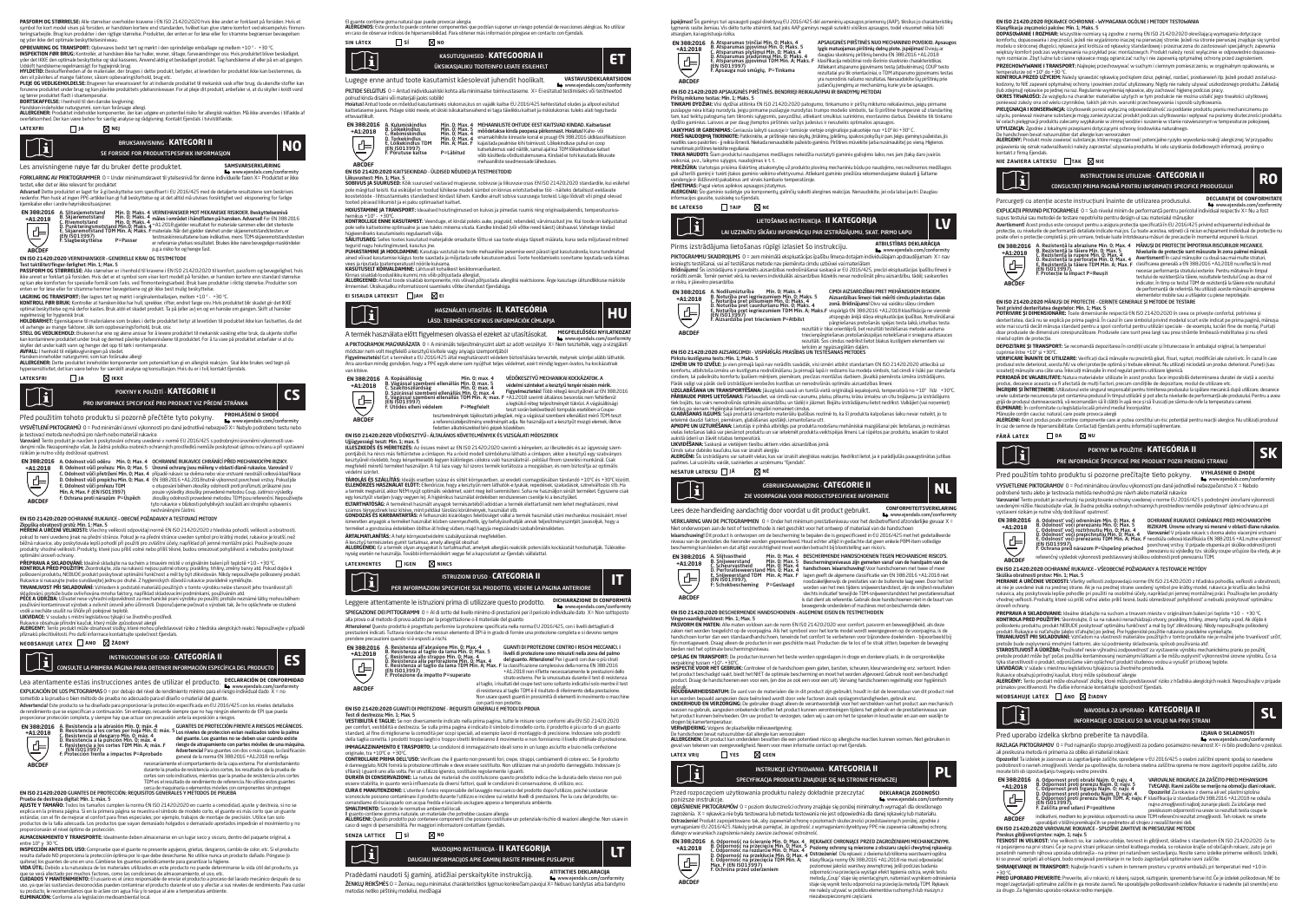**PASFORM OG STØRRELSE:** Alle størrelser overholder kravene i EN ISO 21420:2020 hvis ikke andet er forklaret på forsiden. Hvis et symbol for kort model vises på forsiden, er handsken kortere end standarden, hvilket kan give større komfort ved ekstremt præcisions-betingede opgaver. Brug kun produkter i den rigtige størrelse. Produkter, der enten er for løse eller for stramme begrænser bevægelsen og yder ikke det optimale beskyttelsesniveau.

**OPBEVARING OG TRANSPORT:** Opbevares bedst tørt og mørkt i den oprindelige emballage og mellem +10 ° - +30 °C.

**INSPEKTION FØR BRUG:** Kontrollér, at handsken ikke har huller, revner, slidage, farveændringer osv. Hvis produktet bliver beskadiget, yder det IKKE den optimale beskyttelse og skal kasseres. Anvend aldrig et beskadiget produkt. Tag handskerne af eller på et sikkert sted. Usikkert handskerne regelmæssigt for fuggjemt brug.

**HYGIEJNE:** Overflademen af de materialer, der bruges i dette produkt, betyder, at levetiden for produktet ikke kan bestemmes, da den vil påvirkes af mange faktorer, såsom opbevaringsforhold, brug etc.

**PLEJE OG VEDLIGEHOLDELSE:** Brugeren har ansvaret for at indsende produktet til mekanisk vask efter brug, da ukendte stoffer kan forurene produktet under brug og kan påvirke produktets ydelsesniveauer. For at pleje dit produkt, anbefaler vi, at du skyller i koldt vand og tørrer produktet fladt i stuetemperatur.

**BORTSKAFFELSE:** I henhold til den danske lovgivning.

Handsken indeholder naturgummi, som kan forårsage allergi.

**ALLERGENER:** Produktet indeholder komponenter, der kan udgøre en potentiel risiko for allergisk reaktion. Må ikke anvendes i tilfælde af overfølsomhed. Der kan evt. fås produkter, som er dokumenteret. Kontakt Ejendals i hvis tilfælde.

LATEXFRI ☐ JA ☒ NEJ

## BRUKSANVISNING · KATEGORI II — NO

**SE FORSIDE FOR PRODUKTSPESIFIKK INFORMASJON**

Les anvisningene nøye før du bruker dette produktet. **SAMSVARSERKLÆRING** www.ejendals.com/conformity

**FORKLARING AV PIKTOGRAMMER** 0 = Under minimumskravet til ytelsesnivå for denne individuelle faren X= Produktet er ikke testet, eller det er ikke relevant for produktet

**Advarsel** Dette produktet er laget for å gi beskyttelse som spesifisert i EU 2016/425 med de detaljerte resultatene som beskrives nedenfor. Men husk at ingen PPE-artikkel kan gi full beskyttelse og at det alltid må utvises forsiktighet ved eksponering for farlige kjemikalier eller i andre høyrisikosituasjoner.

EN 388:2016 +A1:2018 — A. Slitasjemotstand Min. 0, Maks. 4; B. Skjæremotstand Min. 0, Maks. 5; C. Rivemotstand Min. 0, Maks. 4; D. Punkteringsmotstand Min. 0, Maks. 4; E. Skjæremotstand TDM Min. A, Maks. F (EN ISO13997); F. Slagbeskyttelse P=Passer

**VERNEHANSKER MOT MEKANISKE RISIKOER.** Beskyttelsesnivå er indikert med et nummer/bokstav og skal leses i henhold til EN 388:2016 +A1:2018 gjelder resultatet for materiale sammen eller det sterkeste materialet. Når det gjelder utenfor under skjæremotstandstesten, er testmaterialresultatene kun indikative, mens TDM-skjæremotstandstesten er referanse ytelses resultatet. Bruken ikke hanskene med bevegelige maskindeler p.g.a. risiko for og henge fast.

**EN ISO 21420:2020 VERNEHANSKER - GENERELLE KRAV OG TESTMETODE**

**Test fatlitet/finger-fleiblet: Min. 1, Maks. 5**

**PASSFORM OG STØRRELSE:** Alle størrelser er i henhold til kravene i EN ISO 21420:2020 til komfort, passform og bevegelighet, hvis ikke annet er forklart på forsiden. Hvis det er et symbol som viser kort modell på forsiden, er hansken kortere enn standarden og kan øke komforten for spesielle formål som f.eks. ved finmonteringsarbeid. Bruk bare produkter i riktig størrelse. Produkter som enten er for løse eller for stramme hemmer bevegelsene og gir ikke best mulig beskyttelse.

**LAGRING OG TRANSPORT:** Bør lagres tørt og mørkt i originalemballasjen, mellom +10 ° - +30 °C.

**KONTROLL FØR BRUK:** Kontroller at hansken ikke har hull, sprekker, riftet, endret farge osv. Hvis produktet blir skadet gir det IKKE optimal beskyttelse og må derfor kastes. Bruk aldri et skadet produkt. Ta på seler av/en og en hanske om gangen. Skift ut hansker regelmessig for hygienisk bruk.

**HOLDBARHET:** Egenskapene til materialene som brukes i dette produktet betyr at levetiden til produktet ikke kan fastsettes, da det vil avhenge av mange faktorer, slik som oppbevaringsforhold, bruk, osv.

**STELL OG VEDLIKEHOLD:** Brukeren har ene og alene ansvar for å levere produktet til mekanisk vasking etter bruk, da ukjente stoffer kan kontaminere produktet under bruk og dermed påvirke ytelsesnivåene til produktet. For å ta vare på produktet anbefaler vi at du skyller det under kaldt vann og henger det opp til tørk i romtemperatur.

**AVFALL:** I henhold til miljølovgivningen på stedet.

Hansken inneholder naturgummi, som kan forårsake allergi.

**ALLERGENER:** Dette produktet inneholder komponenter som potensielt kan gi en allergisk reaksjon. Skal ikke brukes ved tegn på hypersensitivitet, det kan være behov for særskilt analyse og konsultasjon. Hvis du er i tvil, kontakt Ejendals.

LATEKSFRI ☐ JA ☒ IKKE

## POKYNY K POUŽITÍ · KATEGORIE II — CS

**PRO INFORMACE SPECIFICKÉ PRO PRODUKT VIZ PŘEDNÍ STRÁNKA**

Před použitím tohoto produktu si pozorně přečtěte tyto pokyny. **PROHLÁŠENÍ O SHODĚ** www.ejendals.com/conformity

**VYSVĚTLENÍ PIKTOGRAMŮ** 0 = Pod minimální úrovní výkonnosti pro dané jednotlivé nebezpečí X= Nebylo podrobeno testu nebo je testování nebylo pro produkt relevantní

**Varování** Tento produkt je navržen k poskytování ochrany uvedené v normě EU 2016/425 s podrobnými úrovněmi výkonnosti uve-denými níže. Nezapomeňte však, že žádný položka osobní ochranných prostředků neskytuje úplnou ochranu a při vystavení nebezpečným rizikům je nutno vždy dodržovat opatrnost.

EN 388:2016 +A1:2018 — A. Odolnost vůči oděru Min. 0, Max. 4; B. Odolnost vůči proříznutí Min. 0, Max. 5; C. Odolnost vůči přetržení Min. 0, Max. 4; D. Odolnost vůči propíchnutí Min. 0, Max. 4; E. Odolnost vůči proříznutí TDM Min. A, Max. F (EN ISO13997); F. Ochrana proti nárazům P=Úspěch

**OCHRANNÉ RUKAVICE CHRÁNÍCÍ PŘED MECHANICKÝMI RIZIKY.** Úroveň ochrany jsou měřeny v oblasti dlaně rukavice. **Varování!** U ochranných rukavic se dvěma nebo více vrstvami neudávají celkové klasifikace EN 388:2016 +A1:2018 hodnoty výkonnosti pouze nejsilnějších vrstvy. Pokud je otupování během zkoušky odolnosti proti proříznutí, průkazné jsou pouze výsledky zkoušky proříznutí metodou Coupe, zatímco výsledky zkoušky odolnosti proříznutí metodou TDM jsou referenční. Nepoužívejte tyto rukavice v blízkosti pohybujících součástí ani strojního vybavení s nedostatečným zajištěním.

**EN ISO 21420:2020 OCHRANNÉ RUKAVICE - OBECNÉ POŽADAVKY A TESTOVACÍ METODY**

**Zkouška obratnosti prstů: Min. 1, Max. 5**

**MĚŘENÍ A URČENÍ VELIKOSTI:** Všechny velikosti odpovídají normě EN ISO 21420:2020 z hlediska pohodlí, velikosti a obratnosti, pokud to není uvedeno jinak na přední stránce. Pokud je na přední stránce uveden symbol pro krátký model, rukavice je kratší, než běžná rukavice, aby poskytovala lepší pohodlí při použití pro zvláštní účely, například při jemné montážní práci. Používejte pouze produkty vhodné velikosti. Produkty, které jsou příliš volné nebo příliš těsné, budou omezovat pohyblivost a nebudou poskytovat optimální úroveň ochrany.

**PŘEPRAVA A SKLADOVÁNÍ:** Ideálně skladujte na suchém a tmavém místě v originálním balení při teplotě +10 – +30 °C.

**KONTROLA PŘED POUŽITÍM:** Zkontrolujte, zda na rukavici nejsou patrné otvory, praskliny, trhliny, změny barvy atd. Pokud dojde k poškození produktu, NEBUDE produkt poskytovat optimální funkčnost a měl by být zlikvidován. Nikdy nepoužívejte poškozený produkt. Rukavice si nasazujte (nebo sundávejte) jednu po druhé. Z hygienických důvodů rukavice pravidelně vyměňujte.

**TRVANLIVOST PŘI SKLADOVÁNÍ:** Vzhledem k podstatě materiálů použitých v tomto výrobku nelze stanovit jeho trvanlivost při skladování, protože bude ovlivňována mnoha faktory, například skladovacími podmínkami, používáním atd.

**PÉČE A ÚDRŽBA:** Uživatel nese výhradní odpovědnost za mechanické praní výrobku po použití, protože neznámé látky mohou během používání kontaminovat výrobek a ovlivnit úroveň jeho užitnosti. Doporučujeme pečovat o výrobek tak, že ho opláchnete ve studené vodě a necháte usušit na stole při pokojové teplotě.

**LIKVIDACE:** V souladu s místními legislativou týkající se životního prostředí.

Rukavice obsahuje přírodní kaučuk, který může způsobovat alergie.

**ALERGENY:** Tento produkt může obsahovat složky, které mohou představovat riziko z hlediska alergických reakcí. Nepoužívejte v případě přecitlivělosti. Pro další informace kontaktujte společnost Ejendals.

NEOBSAHUJE LATEX ☐ ANO ☒ ŽÁDNÝ

## INSTRUCCIONES DE USO · CATEGORÍA II — ES

**CONSULTE LA PRIMERA PÁGINA PARA OBTENER INFORMACIÓN ESPECÍFICA DEL PRODUCTO**

Lea atentamente estas instrucciones antes de utilizar el producto. **DECLARACIÓN DE CONFORMIDAD** www.ejendals.com/conformity

**EXPLICACIÓN DE LOS PICTOGRAMAS** 0 = por debajo del nivel de rendimiento mínimo para el riesgo individual dado X = no sometido a la prueba o bien método de prueba no adecuado para el diseño o material del guante.

**Advertencia!** Este producto se ha diseñado para proporcionar la protección especificada en EU 2016/425 con los niveles detallados de rendimiento que se especifican a continuación. Sin embargo, recuerde siempre que no hay ningún elemento de EPI que pueda proporcionar protección completa, y siempre hay que actuar con precaución ante la exposición a riesgos.

EN 388:2016 +A1:2018 — A. Resistencia a la abrasión Min. 0, Max. 4; B. Resistencia a los cortes por hoja Min. 0, Max. 5; C. Resistencia al desgarro Min. 0, Max. 4; D. Resistencia a la perforación Min. 0, Max. 4; E. Resistencia a los cortes TDM Min. A, Max. F (EN ISO13997); F. Protección frente a impactos P=Aprobado

**GUANTES DE PROTECCIÓN FRENTE A RIESGOS MECÁNICOS.** Los niveles de protección están realizados sobre la palma del guante. Los guantes no se deben usar cuando exista riesgo de atrapamiento con partes móviles de una máquina. **Advertencia!** Para guantes con dos o más capas, la clasificación general de la norma EN 388:2016 +A1:2018 no refleja necesariamente el comportamiento de la capa externa. Por el embotamiento durante la prueba de resistencia a los cortes, los resultados de la prueba de cortes son solo indicativos, mientras que la prueba de resistencia a los cortes TDM es el resultado de rendimiento de referencia. No utilice estos guantes cerca de maquinaria o elementos móviles con componentes sin proteger.

**EN ISO 21420:2020 GUANTES DE PROTECCIÓN: REQUISITOS GENERALES Y MÉTODOS DE PRUEBA**

**Prueba de destreza digital: Mín. 1, máx. 5**

**AJUSTE Y TAMAÑO:** Todos los tamaños cumplen la norma EN ISO 21420:2020 en cuanto a comodidad, ajuste y destreza, si no se explica en la primera página. Si en la primera página se muestra el símbolo de corte, el guante es más corto que un guante estándar, con el fin de mejorar el confort para fines especiales; por ejemplo, trabajos de montaje de precisión. Utilice solo con productos de la talla adecuada. Los productos que vayan demasiado holgados o demasiado apretados impedirán el movimiento y no proporcionarán el nivel óptimo de protección.

**ALMACENAMIENTO Y TRANSPORTE:** Idealmente deben almacenarse en un lugar seco y oscuro, dentro del paquete original, a entre 10° y 30 °C.

**INSPECCIÓN ANTES DEL USO:** Compruebe que el guante no presente agujeros, grietas, desgarros, cambio de color, etc. Si el producto resulta dañado NO proporciona la protección óptima por lo que debe desecharse. No utilice nunca un producto dañado. Póngase (o quítese) los guantes de uno en uno. Cámbielos los guantes periódicamente para garantizar la higiene.

**VIDA ÚTIL:** Debido a la naturaleza de los materiales utilizados en este producto no puede determinarse la vida útil del producto, ya que se verá afectado por muchos factores, como las condiciones de almacenamiento, el uso, etc.

**CUIDADOS Y MANTENIMIENTO:** El usuario es el único responsable de enviar el producto a proceso del lavado mecánico después de su uso, ya que las sustancias desconocidas pueden contaminar el producto durante el uso y afectar a sus niveles de rendimiento. Para cuidar su producto, le recomendamos que lo aclare con agua fría y lo seque al aire a temperatura ambiente.

**ELIMINACIÓN:** Conforme a la legislación medioambiental local.

El guante contiene goma natural que puede provocar alergia.

**ALÉRGENOS:** Este producto puede contener componentes que podrían suponer un riesgo potencial de reacciones alérgicas. No utilizar en caso de observar indicios de hipersensibilidad. Para obtener más información póngase en contacto con Ejendals.

SIN LÁTEX ☐ SÍ ☒ NO

## KASUTUSJUHISED · KATEGOORIA II — ET

**ÜKSIKASJALIKU TOOTEINFO LEIATE ESILEHELT**

Lugege enne antud toote kasutamist käesolevat juhendit hoolikalt. **VASTAVUSDEKLARATSIOON** www.ejendals.com/conformity

**PIKTIDE SELGITUS** 0 = Antud individuaalriski kohta alla miinimaalse toimivustaseme. X= Eisellatud testiskeskus või testmeetod polnud kinda disaini või materjali jaoks sobilik

**Hoiatus!** Antud toode on mõeldud kasutamiseks olukorras kus on vajalik kaitse EU 2016/425 kehtestatud oludes ja allpool esitatud kaitsetaseme juures. Pidage siiski meeles, et ükski isikukaitsevahend ei taga täielikku kaitset ja riskiolukorras tuleks alati tegutseda ettevaatlikult.

EN 388:2016 +A1:2018 — A. Kulumiskindlus Min. 0, Max. 4; B. Lõikekindlus Min. 0, Max. 5; C. Rebimiskindlus Min. 0, Max. 4; D. Torkekindlus Min. 0, Max. 4; E. Lõikekindlus TDM Min. A, Max. F (EN ISO13997); F. Põrutuse kaitse P=Läbitud

**MEHAANILISTE OHTUDE EEST KAITSVAD KINDAD.** Kaitsetaset mõõdetakse kinda peopesa piirkonnast. **Hoiatus!** Kahe- või enamakihiliste kinnaste korral ei pruugi EN 388:2016 üldklassifikatsioon kajastada pealmise kihi toimivust. Lõikekindluse puhul on ning katsetulemus vaid näitlik, samal ajal kui TDM lõikekindluse katset võib käsitleda viitetulemusena. Kindaid ei tohi kasutada liikuvate mehaaniliste seadmeosade läheduses.

**EN ISO 21420:2020 KAITSEKINDAD - ÜLDISED NÕUDED JA TESTIMEETODID**

**Liikuvustest: Min. 1, Max. 5**

**SOBIVUS JA SUURUSED:** Kõik suurused vastavad mugavuse, sobivuse ja liikuvuse osas EN ISO 21420:2020 standardile, kui esilehel pole märgitud teisiti. Kui esilehel on toodud lühikese mudeli sümbol on kinnas erististandardse töö - näiteks detailsest esitöö kasutuse kooditetööde - liitmustamiseks standardsest kindast lühem. Kandke ainult sobiva suurusega tooteid. Liiga lõdvalt või pingul olevad tooted piiravad liikumist ja ei paku optimaalset kaitset.

**HOIUSTAMINE JA TRANSPORT:** Ideaalset hoiutingimused on kuivas ja pimedas ruumis ning originaalpakendis, temperatuurivahemikus +10° – +30°C.

**KONTROLLIGE ENNE KASUTAMIST:** Veenduge, et kindal poleks auke, praguid, rebendeid, värvimuutust jne. Kui toode on kahjustatud pole selle kaitsetoime optimaalne ja see tuleks minema visata. Kandke ainult (või võtke need käest) ükshaaval. Vahetage kindad hügieeniliseks kasutamiseks regulaarselt välja.

**SÄILITUSAEG:** Selles toodes kasutatud materjalide omaduste tõttu ei saa toote eluiga täpselt määrata, kuna seda mõjutavad mitmed tegurid nagu hoiutingimused, kasutus jne.

**PUHASTAMINE JA HOOLDAMINE:** Kasutaja vastutab ise toote mehaaniliste pesemise eest pärast igat kasutuskorda, kuna tundmatud ained võivad kasutamise käigus toote saastada ja mõjutada selle kasutusomadusi. Toote hooldamiseks soovitame loputada seda külmas vees ja lasta sel toatemperatuuril kuivada.

**KASUTUSELT KÕRVALDAMINE:** Lähtuvalt kohalikest keskkonnaseadustest.

Kinnas sisaldab looduslikku kummi, mis võib põhjustada allergiat.

**ALLERGEENID:** Antud toode sisaldab komponente, mis võivad põhjustada allergilisi reaktsioone. Ärge kasutage ülitundlikkuse märkide ilmnemisel. Üksikasjaliku informatsiooni saamiseks võtke ühendust Ejendalsiga.

EI SISALDA LATEKSIT ☐ JAH ☒ EI

## HASZNÁLATI UTASÍTÁS · II. KATEGÓRIA — HU

**LÁSD: TERMÉKSPECIFIKUS INFORMÁCIÓK CÍMLAPJA**

A termék használata előtt figyelmesen olvassa el ezeket az utasításokat. **MEGFELELŐSÉGI NYILATKOZAT** www.ejendals.com/conformity

**A PIKTOGRAMOK MAGYARÁZATA** 0 = A minimális teljesítményszint alatt az adott veszélyre X= Nem tesztelték, vagy a vizsgálati módszer nem volt megfelelő a kesztyű kivitele vagy anyaga szempontjából

**Figyelmeztetés!** Ezt a terméket a EU 2016/425 által meghatározott védelem biztosítására tervezték, melynek szintjei alább láthatók. Árra azonban mindig gondoljon, hogy a PPE egyik eleme sem nyújthat teljes védelmet, ezért mindig legyen óvatos, ha kockázatnak van kitéve.

EN 388:2016 +A1:2018 — A. Kopásállóság Min. 0, Max. 4; B. Vágással szembeni ellenállás Min. 0, Max. 5; C. Szakítószilárdság Min. 0, Max. 4; D. Szúrással szembeni ellenállás Min. 0, Max. 4; E. Vágással szembeni ellenállás TDM Min. A, Max. F (EN ISO13997); F. Ütődés elleni védelem P=Megfelelt

**VÉDŐKESZTYŰ MECHANIKAI KOCKÁZATOK.** A védelmi szinteket a kesztyű tenyér részén mérték. **Figyelmeztetés!** Több rétegű kesztyűknél az EN 388:2016 +A1:2018 szerinti általános besorolás nem feltétlenül a legkülső réteg teljesítményét tükrözi. A vágásállósági teszt során bekövetkező tompulás esetében a Coupe-testeredmények tájékoztató jellegűek, míg a vágással szembeni ellenállást mérő TDM-teszt a referencia-teljesítmény eredménye. Ne használja ezt a kesztyűt mozgó elemek, illetve fedetlen alkatrészekkel bíró gépek közelében.

**EN ISO 21420:2020 VÉDŐKESZTYŰ - ÁLTALÁNOS KÖVETELMÉNYEK ÉS VIZSGÁLATI MÓDSZEREK**

**Ujjügyességi teszt: Min. 1, max. 5**

**ILLESZKEDÉS ÉS MÉRETEZÉS:** Az összes méret az EN ISO 21420:2020 szerinti a kényelem, az illeszkedés és az ügyesség szempontjából, ha nincs más feltüntetve a címlapon. Ha a rövid modell szimbóluma látható a címlapon, akkor a kesztyű egy szabványos kesztyűnél rövidebb, hogy kényelmesebb legyen különleges célokra való használatnál - például finom szerelési munkánál. Csak megfelelő méretű terméket használjon. A túl laza vagy túl szoros termék korlátozza a mozgásban, és nem biztosítja az optimális védelmi szintet.

**TÁROLÁS ÉS SZÁLLÍTÁS:** Ideális esetben száraz és sötét környezetben, az eredeti csomagolásában tárolandó +10°C és +30°C között.

**ELLENŐRZÉS HASZNÁLAT ELŐTT:** Ellenőrizze, hogy a kesztyűn nincsenek-e lyukak, repedések, szakadások, színelváltozás stb. Ha a termék megsérül, akkor NEM nyújt optimális védelmet, ezért hinni kell nem szabad tovább. Sohasem használjon sérült terméket. Egyszerre csak egy kesztyűt vegyen (vagy vegyen le). A higiénikus használat érdekében rendszeresen cserélje ki a kesztyűket.

**ELTARTHATÓSÁG:** A termékben használt anyagok természetéből adódóan a termék eltarthatóság nem lehet meghatározni, mivel számos tényezőtől, mint tárolás, mint például tárolási körülmények, használat stb.

**GONDOZÁS ÉS KARBANTARTÁS:** A felhasználó kizárólagos felelősséget vállal a termék használat utáni mechanikus mosásáért, mivel ismeretlen anyagok a terméket használat közben szennyezhetik, így befolyásolhatják annak teljesítményszintjét. Javasoljuk, hogy a terméket a gondozása érdekében öblítse át hideg vízben, majd hagyja megszáradni szobahőmérsékleten.

**ÁRTALMATLANÍTÁS:** A helyi környezetvédelmi szabályoknak megfelelően.

A kesztyű természetes gumit tartalmaz, amely allergiát okozhat.

**ALLERGÉNEK:** Ez a termék olyan anyagokat is tartalmazhat, amelyek allergiás reakciók potenciális kockázatot hordozhat. Túlérzékenység esetén ne használja. További információért vegye fel a kapcsolatot az Ejendals vállalattal.

LATEXMENTES ☐ IGEN ☒ NINCS

## ISTRUZIONI D'USO · CATEGORIA II — IT

**PER INFORMAZIONI SPECIFICHE SUL PRODOTTO, VEDERE LA PAGINA ANTERIORE**

Leggere attentamente le istruzioni prima di utilizzare questo prodotto. **DICHIARAZIONE DI CONFORMITÀ** www.ejendals.com/conformity

**SPIEGAZIONE DEI PITTOGRAMMI** 0 = Al di sotto del livello minimo di prestazioni per il pericolo individuale dato X= Non sottoposto alla prova o al metodo di prova adatto per la progettazione o il materiale del guanto

**Attenzione!** Questo prodotto è progettato per fornire la protezione specificata nella norma EU 2016/425, con i livelli dettagliati di prestazioni indicati. Tuttavia ricordare che nessun elemento di DPI è in grado di fornire una protezione completa e si devono sempre prendere precauzioni quando si è esposti a rischi.

EN 388:2016 +A1:2018 — A. Resistenza all'abrasione Min. 0, Max. 4; B. Resistenza al taglio da lama Min. 0, Max. 5; C. Resistenza allo strappo Min. 0, Max. 4; D. Resistenza alla perforazione Min. 0, Max. 4; E. Resistenza al taglio da lama TDM Min. A, Max. F (EN ISO13997); F. Protezione da impatto P=superato

**GUANTI DI PROTEZIONE CONTRO I RISCHI MECCANICI.** I livelli di protezione sono misurati nella zona del palmo del guanto. **Attenzione!** Per i guanti con due o più strati la classificazione complessiva della norma EN 388:2016 +A1:2018 non riflette necessariamente le prestazioni dello strato esterno. Per la smussatura durante il test di resistenza al taglio, i risultati del coupe test sono soltanto indicativi solo mentre il test di resistenza al taglio TDM è il risultato di riferimento della prestazione. Non usare questi guanti in prossimità di elementi in movimento o macchine con parti non protette.

**EN ISO 21420:2020 GUANTI DI PROTEZIONE - REQUISITI GENERALI E METODI DI PROVA**

**Test di destrezza: Min. 1, Max. 5**

**VESTIBILITÀ E TAGLIE:** Se non diversamente indicato nella prima pagina, tutte le misure sono conformi alla EN ISO 21420:2020 per comfort, vestibilità e destrezza. Se sulla prima pagina è indicato il simbolo di modello corto, il prodotto è più corto di un guanto standard, al fine di migliorarne la comodità per scopi speciali, ad esempio lavori di montaggio di precisione. Indossare solo prodotti della taglia corretta. I prodotti troppo larghi o troppo stretti limiteranno il movimento e non forniranno il livello ottimale di protezione.

**IMMAGAZZINAMENTO E TRASPORTO:** Le condizioni di immagazzinaggio ideali sono in un luogo asciutto e buio nella confezione originale, tra +10°C e +30°C.

**CONTROLLARE PRIMA DELL'USO:** Verificare che il guanto non presenti fori, crepe, strappi, cambiamenti di colore ecc. Se il prodotto è danneggiato, NON fornirà la protezione ottimale e deve essere sostituito. Non utilizzare mai un prodotto danneggiato. Indossare (o sfilare) i guanti uno alla volta. Per un utilizzo igienico, sostituire regolarmente i guanti.

**DURATA DI CONSERVAZIONE:** La natura dei materiali che costituiscono questo prodotto indica che la durata dello stesso non può essere stabilita, in quanto verrà influenzata da diversi fattori, quali le condizioni di conservazione, di utilizzo, ecc.

**CURA E MANUTENZIONE:** L'utente è l'unico responsabile del lavaggio meccanico del prodotto dopo l'utilizzo, poiché sostanze sconosciute possono contaminare il prodotto durante l'utilizzo e incidere sul relativo livelli di prestazioni. Per la cura del prodotto, raccomandiamo di risciacquarlo con acqua fredda e lasciarlo asciugare appeso a temperatura ambiente.

**SMALTIMENTO:** Secondo le normative ambientali locali.

Il guanto contiene gomma naturale, un materiale che potrebbe causare allergie.

**ALLERGENI:** Questo prodotto può contenere componenti che possono costituire un potenziale rischio di reazioni allergiche. Non usare in caso di segni di ipersensibilità. Per maggiori informazioni contattare Ejendals.

SENZA LATTICE ☐ SÌ ☒ NO

## NAUDOJIMO INSTRUKCIJA · II KATEGORIJA — LT

**DAUGIAU INFORMACIJOS APIE GAMINĮ RASITE PIRMAME PUSLAPYJE**

Pradėdami naudoti šį gaminį, atidžiai perskaitykite instrukciją. **ATITIKTIES DEKLARACIJA** www.ejendals.com/conformity

**ŽENKLŲ REIKŠMĖS** 0 = Žemiau, negu minimalus charakteristikos lygmuo konkrečiam pavojui X= Nebuvo bandytas arba bandymo metodas netiko pirštinių modeliui, medžiagai

**įspėjimas!** Šis gaminys turi apsaugoti pagal direktyvą EU 2016/425 dėl asmeninių apsaugos priemonių (AAP), tikslius jo charakteristikų lygmenis rasite žemiau. Vis dėlto turite atsiminti, kad joks AAP gaminys negali suteikti visiškos apsaugos, todėl visuomet reikia būti atsargiem, kai egzistuoja rizika.

EN 388:2016 +A1:2018 — A. Atsparumas trinčiai Min. 0, Maks. 4; B. Atsparumas įpjovimui Min. 0, Maks. 5; C. Atsparumas plyšimui Min. 0, Maks. 4; D. Atsparumas pradūrimui Min. 0, Maks. 4; E. Atsparumas įpjovimui TDM Min. A, Maks. F (EN ISO13997); F. Apsauga nuo smūgių, P=Tinkama

**APSAUGINĖS PIRŠTINĖS NUO MECHANINIO POVEIKIO.** Apsaugos lygis matuojamas pirštinių delno plote. **Įspėjimas!** Dviejų ar daugiau sluoksnių pirštinių bendra EN 388:2016 +A1:2018 klasifikacija nebūtinai rodo išorinio sluoksnio charakteristikas. Atliekant atsparumo įpjovimams testą sutrumpinus, COUP testo rezultatai yra tik orientaciniai, o TDM atsparumo įpjovimams testas yra nuorodinis našumo rezultatas. Nenaudokite šių pirštinių prie judančių įrenginių ar mechanizmų, kurie yra be apsaugos.

**EN ISO 21420:2020 APSAUGINĖS PIRŠTINĖS. BENDRIEJI REIKALAVIMAI IR BANDYMŲ METODAI**

**Pirštų miklumo testas: Min. 1, Maks. 5**

**TINKAMI DYDŽIAI:** Visi dydžiai atitinka EN ISO 21420:2020 patogumo, tinkamumo ir pirštų miklumo reikalavimus, jeigu pirmame puslapyje nėra kitaip nurodyta. Jeigu pirmame puslapyje nurodytas trumpo modelio simbolis, tai ši pirštinė trumpesnė už standartinę tam, kad būtų patogumu tam tikroms užduotims, pavyzdžiui, atliekant smulkius surinkimo, montavimo darbus. Naudokite tik tinkamo dydžio gaminius. Laisvos ar per daug įtemptos pirštinės varžys judesius ir neužtikrins optimalios apsaugos.

**LAIKYMAS IR GABENIMAS:** Geriausia laikyti sausoje ir tamsioje vietoje originalioje pakuotėje nuo +10° iki +30° C.

**PRIEŠ NAUDOJIMĄ TIKRINKITE:** Patikrinkite, ar pirštinėje nėra skylių, įtrūkimų, įplėšimų, spalvos pokyčių ir pan. Jeigu gaminys pažeistas, jis neatliks savo paskirties - ji reikia išmesti. Niekada nenaudokite pažeisto gaminio. Pirštines movėkite paleis/nuimkite) po vieną. Higienos sumetimais pirštines keiskite reguliariai.

**TINKA NAUDOTI:** Šiam produktui naudojamos medžiagos neleidžia nustatyti gaminio galiojimo laiko, nes jam įtaką daro įvairūs veiksniai, pvz., laikymo sąlygos, naudojimas ir t. t.

**PRIEŽIŪRA:** Vartotojas prisiima išskirtinę atsakomybę už produkto plovimą mechaniniu būdu po naudojimo, nes nežinomos medžiagos gali užteršti gaminį ir turėti įtakos gaminio veikimo efektyvumui. Atliekant gaminio priežiūrą rekomenduojame skalauti jį šaltame vandenyje ir išdžiovinti pakabintus ant vėsos kambario temperatūroje.

**IŠMETIMAS:** Pagal vietos aplinkos apsaugos įstatymus.

**ALERGENAI:** Šio gaminio sudėtyje yra komponentų, galinčių sukelti alergines reakcijas. Nenaudokite, jei oda labai jautri. Daugiau informacijos gausite, susisiekę su Ejendals.

BE LATEKSO ☐ TAIP ☒ NE

## LIETOŠANAS INSTRUKCIJA · II KATEGORIJA — LV

**LAI UZZINĀTU SĪKĀKU INFORMĀCIJU PAR IZSTRĀDĀJUMU, SKAT. PIRMO LAPU**

Pirms izstrādājuma lietošanas rūpīgi izlasiet šo instrukciju. **ATBILSTĪBAS DEKLARĀCIJA** www.ejendals.com/conformity

**PIKTOGRAMMU SKAIDROJUMS** 0 = zem minimālā ekspluatācijas īpašību līmeņa dotajam individuālajam apdraudējumam X= nav ieviešots vai pārbaudīts, vai arī testēšanas metode nav piemērota cimdu uzbūvei vai materiālam

**Brīdinājums!** Šis izstrādājums ir paredzēts aizsardzības nodrošināšanai saskaņā ar EU 2016/425, precīzi ekspluatācijas īpašību līmeni ir norādīti zemāk. Tomēr ņemiet vērā, ka neviens individuālās aizsardzības līdzeklis nevar nodrošināt pilnu aizsardzību, tādēļ, saskaroties ar risku, ir jāievēro piesardzība.

EN 388:2016 +A1:2018 — A. Nodilumizturība Min. 0, Maks. 4; B. Noturība pret iegriezumiem Min. 0, Maks. 5; C. Noturība pret pārplēšanu Min. 0, Maks. 4; D. Noturība pret caurduršanu Min. 0, Maks. 4; E. Noturība pret iegriezumiem TDM Min. A, Maks. F (EN ISO13997); F. Aizsardzība pret triecieniem P=Atbilst

**CIMDI AIZSARDZĪBAI PRET MEHĀNISKIEM RISKIEM.** Aizsardzības līmeņi tiek mērīti cimdu plaukstas daļas zonā. **Brīdinājums!** Divu vai vairāku slāņu cimdiem vispārīgā EN 388:2016 +A1:2018 klasifikācija ne vienmēr atbilst ārējā slāņa ekspluatācijas īpašībām. Notrulināšanai pārgriešanas pretestības spējas testa laikā, izturības testa rezultāti ir tikai orientējoši, bet rezultāti testēšanas metodei azaimu triecieneļetlošanas ekspluatācijas rezultāts. Nelietojiet šos cimdus kustīgu iekārtu elementu vai tehnikas ar neaizsargātām daļām tuvumā.

**EN ISO 21420:2020 AIZSARGCIMDI - VISPĀRĪGĀS PRASĪBAS UN TESTĒŠANAS METODES**

**Pirkstu kustīguma tests: Min. 1, Maks. 5**

**IZMĒRI UN TO IZVĒLE:** Ja vien pirmajā lapā nav norādīts savādāk, visi izmēri atbilst standartam EN ISO 21420:2020 attiecībā uz komfortu, atbilstoša izmēra un kustīguma nodrošināšanu. Ja pirmajā lapā ir redzams īsa modeļa simbols, tad cimdi ir īsāki par standarta cimdiem, lai palielinātu komfortu īpašiem mērķiem, piemēram, precīzas montāžas darbiem. Ievērojiet pareizo izmēru izstrādājumu. Pārāk vaļīgi vai pārāk cieši izstrādājumi ierobežos kustības un nenodrošinās optimālu aizsardzības līmeni.

**UZGLABĀŠANA UN TRANSPORTĒŠANA:** Ieteicams uzglabāt sausā un tumšā vietā oriģinālajā iepakojumā, temperatūrā no +10° līdz +30°C.

**PĀRBAUDE PIRMS LIETOŠANAS:** Pārbaudiet, vai cimdiem nav caurumu, plaisu, plīsumu, krāsas izmaiņu un citu bojājumu. Ja izstrādājums tiek bojāts, tas vairs nenodrošina optimālo aizsardzību, un tādēļ ir jāizmet. Bojātu izstrādājumu lietot nedrīkst. Velkājiet (vai noņemiet) cimdus pa vienam. Higiēnisku lietošanas nolūkos regulāri nomainiet cimdus.

**GLABĀŠANAS ILGUMS:** Šajā produktā izmantoto materiālu īpašības nozīmē to, ka šī produkta kalpošanas laiku nevar noteikt, jo to ietekmē dažādi faktori, piemēram, glabāšanas apstākļi, lietošana u.tml.

**APKOPE UN UZTURĒŠANA:** Lietotājs ir pilnībā atbildīgs par produkta nodošanu mehāniskai mazgāšanai pēc lietošanas, jo nezināmas vielas lietošanas laikā var piesārņot produktu un var ietekmēt produkta veiktspējas līmeni. Lai rūpētos par produktu, iesakām to skalot aukstā ūdenī un žāvēt istabas temperatūrā.

**UTILIZĒŠANA:** Saskaņā ar vietējiem vides aizsardzības likumiem.

Cimds satur dabisko kaučuku, kas var izraisīt alerģiju.

**ALERĢĒNI:** Šis izstrādājums var saturēt vielas, kas var izraisīt alerģiskas reakcijas. Nedrīkst lietot, ja ir paaugstināta jutīguma pazīmes. Lai uzzinātu vairāk, sazinieties ar uzņēmumu "Ejendals".

NESATUR LATEKSU ☐ JĀ ☒ NĒ

## GEBRUIKSAANWIJZING · CATEGORIE II — NL

**ZIE VOORPAGINA VOOR PRODUCTSPECIFIEKE INFORMATIE**

Lees deze handleiding aandachtig door voordat u dit product gebruikt. **CONFORMITEITSVERKLARING** www.ejendals.com/conformity

**VERKLARING VAN DE PICTOGRAMMEN** 0 = Onder het minimale prestatieniveau voor het desbetreffende afzonderlijke gevaar X = Niet onderworpen aan de test of testmethode is niet geschikt voor het ontwerp of materiaal van de handschoen

**Waarschuwing!** Dit product is ontworpen om de bescherming te bieden die is gespecificeerd in EU 2016/425 met het gedetailleerde niveaus van de prestaties die hieronder worden gepresenteerd. Houd echter altijd in gedachte dat geen enkele PBM-item volledige bescherming kan bieden en dat altijd voorzichtigheid moet worden betracht bij blootstelling aan risico's.

EN 388:2016 +A1:2018 — A. Slijtvastheid Min. 0, Max. 4; B. Snijweerstand Min. 0, Max. 5; C. Scheurvastheid Min. 0, Max. 4; D. Perforatieweerstand Min. 0, Max. 4; E. Snijweerstand TDM Min. A, Max. F (EN ISO13997); F. Schokbescherming P=Geslaagd

**BESCHERMENDE HANDSCHOENEN TEGEN MECHANISCHE RISICO'S.** Beschermingsniveaus zijn gemeten vanaf rond de handpalm van de handschoen. **Waarschuwing!** Voor handschoenen met twee of meer lagen geeft de algemene classificatie van EN 388:2016 +A1:2018 niet noodzakelijkerwijs de prestaties van de buitenste laag weer. Door het bot worden van het mes tijdens snijweerstandtest, zijn de snijweerstanden slechts indicatief terwijl de TDM-snijweerstandtest het prestatieresultaat is dat dient als referentie. Gebruik deze handschoenen niet in de buurt van bewegende onderdelen of machines met onbeschermde delen.

**EN ISO 21420:2020 BESCHERMENDE HANDSCHOENEN - ALGEMENE EISEN EN TESTMETHODEN**

**Vingervaardigheidstest: Min. 1, Max. 5**

**PASVORM EN MATEN:** Alle maten voldoen aan de norm EN ISO 21420:2020 voor comfort, pasvorm en bewegelijkheid, als deze zaken niet worden toegelicht op de voorpagina. Als het symbool voor het korte model wordt weergegeven op de voorpagina, is de handschoen korter dan een standaardhandschoen, teneinde het comfort te verbeteren voor bijzondere doeleinden - bijvoorbeeld bij fijn montagewerk. Draag alleen de producten in een geschikte maat. Producten die te los of te strak zitten, beperken de beweging bieden niet het optimale beschermingsniveau.

**OPSLAG EN TRANSPORT:** De producten kunnen het beste worden opgeslagen in droge en donkere plaats, in de oorspronkelijke verpakking tussen +10° – +30°C.

**INSPECTIE VOOR HET GEBRUIK:** Controleer of de handschoen geen gaten, barsten, scheuren, kleurverandering enz. vertoont. Indien het product beschadigd raakt, biedt het NIET de optimale bescherming en moet het worden afgevoerd. Gebruik nooit een beschadigd product. Draag de handschoenen een voor een, en doe ze ook een voor een uit). Vervang handschoenen regelmatig voor hygiënisch gebruik.

**HOUDBAARHEIDSDATUM:** De aard van de materialen die in dit product zijn gebruikt, houdt in dat de levensduur van dit product niet kan worden bepaald aangezien deze beïnvloed wordt door vele factoren zoals opslagomstandigheden, gebruik enz.

**ONDERHOUD EN VERZORGING:** De gebruiker draagt alleen de verantwoordelijk voor het verzenden van het product aan mechanisch wassen na gebruik, aangezien onbekende stoffen het product kunnen verontreinigen tijdens het gebruik en de prestatieniveaus van het product kunnen beïnvloeden. Om het product te verzorgen, raden wij u aan om het te spoelen in koud water en aan om het te drogen bij kamertemperatuur.

**VERWIJDERING:** Volgens de plaatselijke milieuwetgeving.

De handschoen bevat natuurrubber dat allergie kan veroorzaken.

**ALLERGENEN:** Dit product kan onderdelen bevatten die een potentieel risico op allergische reacties kunnen vormen. Niet gebruiken in geval van tekenen van overgevoeligheid. Neem voor meer informatie contact op met Ejendals.

LATEX VRIJ ☐ YES ☒ GEEN

## INSTRUKCJE UŻYTKOWANIA · KATEGORIA II — PL

**SPECYFIKACJA PRODUKTU ZNAJDUJE SIĘ NA STRONIE PIERWSZEJ**

Przed rozpoczęciem użytkowania produktu należy dokładnie przeczytać poniższe instrukcje. **DEKLARACJA ZGODNOŚCI** www.ejendals.com/conformity

**OBJAŚNIENIE PIKTOGRAMÓW** 0 = poziom skuteczności ochrony znajduje się poniżej minimalnych wymagań dla określonego zagrożenia. X = rękawica nie była testowana lub metoda testowania nie jest odpowiednia dla danej rękawicy lub materiału.

**Ostrzeżenie!** Produkt zaprojektowano tak, aby zapewniał ochronę (wymienioną w EU 2016/425 z podanymi poniżej poziomami skuteczności ochrony. Należy jednak pamiętać, że żaden ŚOI nie może zapewnić całkowitej ochrony, dlatego w warunkach zagrożenia należy zawsze zachować ostrożność.

EN 388:2016 +A1:2018 — A. Odporność na ścieranie Min. 0, Maks. 4; B. Odporność na przecięcie Min. 0, Maks. 5; C. Odporność na rozdarcie Min. 0, Maks. 4; D. Odporność na przekłucie Min. 0, Maks. 4; E. Odporność na przecięcie TDM Min. A, Maks. F (EN ISO13997); F. Ochrona przed uderzeniem

**RĘKAWICE CHRONIĄCE PRZED ZAGROŻENIAMI MECHANICZNYMI.** Poziomy ochrony są mierzone z obszaru części chwytnej rękawicy. **Ostrzeżenie!** Dla rękawic z dwiema lub kilkoma warstwami ogólna klasyfikacja wg normy EN 388:2016 +A1:2018 może nie odpowiadać poziomowi jakości warstwy zewnętrznej. Jeśli podczas badania odporności na przecięcie wystąpi tępienie ostrza, wynik testu metodą „Coup" stanie się orientacyjnym, natomiast wynikiem odniesienia stanie się wynik testu odporności na przecięcie metodą TDM. Rękawic nie należy używać w pobliżu elementów ruchomych lub maszyn z niezabezpieczonymi częściami.

**EN ISO 21420:2020 RĘKAWICE OCHRONNE - WYMAGANIA OGÓLNE I METODY TESTOWANIA**

**Klasyfikacja zręczności palców: Min. 1, Maks. 5**

**DOPASOWANIE I ROZMIAR:** Wszystkie rozmiary są zgodne z normą EN ISO 21420:2020 określającą wymagania dotyczące komfortu, dopasowania i zręczności, jeżeli nie wyjaśniono inaczej na pierwszej stronie. Jeżeli na stronie pierwszej znajduje się symbol krótkiego modelu, dlatego rękawica jest krótsza od rękawicy standardowej i przeznaczona jest do zastosowań specjalnych – zapewnia większy komfort podczas wykonywania na przykład prac montażowych. Produkt należy nosić wyłącznie w odpowiednim rozmiarze. Zbyt luźne lub ciasne rękawice mogą ograniczać ruchy i nie zapewniają optymalnej ochrony przed zagrożeniem.

**PRZECHOWYWANIE I TRANSPORT:** Najlepiej przechowywać w suchym i ciemnym pomieszczeniu, w oryginalnym opakowaniu, w temperaturze od +10° do +30 °C.

**KONTROLA PRZED UŻYCIEM:** Należy sprawdzić rękawicę pod kątem dziur, pęknięć, rozdarć, przebarwień itp. Jeżeli produkt zostanie uszkodzony, to NIE zapewni optymalnej ochrony i powinien zostać utylizowany. Nigdy nie należy używać uszkodzonego produktu. Zakładać (lub zdejmuj) rękawice po jednej na raz. Regularnie wymieniać rękawice, aby zachować higienę podczas pracy.

**OKRES TRWAŁOŚCI:** Ze względu na charakter materiałów użytych w tym produkcie nie można ustalić jego trwałości użytkowej, ponieważ zależy ona od wielu czynników, takich jak m.in. warunki przechowywania i sposób użytkowania.

**PIELĘGNACJA I KONSERWACJA:** Użytkownik ponosi wyłączną odpowiedzialność za poddanie produktu praniu mechanicznemu po użyciu, ponieważ nieznane substancje mogą zanieczyścić produkt podczas użytkowania i wpłynąć na poziomy skuteczności produktu. W celach pielęgnacji produktu zalecamy wypłukanie w zimnej wodzie i suszenie w stanie rozwieszonym w temperaturze pokojowej.

**UTYLIZACJA:** Zgodnie z lokalnymi przepisami dotyczącymi ochrony środowiska naturalnego.

Ten handschoen bevat natuurrubber dat allergie kan veroorzaken.

**ALERGENY:** Produkt może zawierać substancje, które mogą stanowić potencjalne ryzyko wywołania reakcji alergicznej. W przypadku pojawienia się oznak nadwrażliwości należy zaprzestać używania produktu. W celu uzyskania dodatkowych informacji, prosimy o kontakt z firmą Ejendals.

NIE ZAWIERA LATEKSU ☐ TAK ☒ NIE

## INSTRUCȚIUNI DE UTILIZARE · CATEGORIA II — RO

**CONSULTAȚI PRIMA PAGINĂ PENTRU INFORMAȚII SPECIFICE PRODUSULUI**

Parcurgeți cu atenție aceste instrucțiuni înainte de utilizarea produsului. **DECLARAȚIE DE CONFORMITATE** www.ejendals.com/conformity

**EXPLICAȚIA PRIVIND PICTOGRAMELE** 0 = Sub nivelul minim de performanță pentru pericolul individual respectiv X= Nu a fost supus testului sau metoda de testare nepotrivită pentru designul sau materialul mănușilor

**Avertisment!** Acest produs este conceput pentru a asigura protecția specificată în EU 2016/425 privind echipamentul individual de protecție, cu nivelurile de performanță detaliate indicate mai jos. Cu toate acestea, rețineți că niciun echipament individual de protecție nu poate oferi o protecție completă și, prin urmare, trebuie luate întotdeauna măsuri de precauție în momentul expunerii la riscuri.

EN 388:2016 +A1:2018 — A. Rezistență la abraziune Min. 0, Max. 4; B. Rezistență la tăiere Min. 0, Max. 5; C. Rezistență la rupere Min. 0, Max. 4; D. Rezistență la perforare Min. 0, Max. 4; E. Rezistență la tăiere TDM Min. A, Max. F (EN ISO13997); F. Protecție la impact P=Reușit

**MĂNUȘI DE PROTECȚIE ÎMPOTRIVA RISCURILOR MECANICE.** Nivelurile de protecție sunt măsurate în zona palmei mănușii. **Avertisment!** În cazul mănușilor cu două sau mai multe straturi, clasificarea generală a EN 388:2016 +A1:2018 nu reflectă în mod necesar performanța stratului exterior. Pentru matisare în timpul testului de rezistență la tăiere, rezultatele testului Coup au doar rol indicativ, în timp ce testul TDM de rezistență la tăiere este rezultatul de performanță de referință. Nu utilizați aceste mănuși în apropierea elementelor mobile sau a utilajelor cu piese neprotejate.

**EN ISO 21420:2020 MĂNUȘI DE PROTECȚIE - CERINȚE GENERALE ȘI METODE DE TESTARE**

**Test privind dexteritatea degetelor: Min. 1, Max. 5**

**POTRIVIRE ȘI DIMENSIUNE:** Toate dimensiunile respectă EN ISO 21420:2020 în ceea ce privește confortul, potrivirea și dexteritatea, dacă nu se explică pe prima pagină. În cazul în care simbolul privind modelul scurt este indicat pe prima pagină, mănușa este mai scurtă decât mănușa standard pentru a spori confortul pentru utilizări speciale - de exemplu, lucrări fine de montaj. Folosiți doar produsele de dimensiuni corespunzătoare. Produsele care sunt prea largi sau prea strâmte limitează mobilitatea și nu oferă nivelul optim de protecție.

**DEPOZITARE ȘI TRANSPORT:** Se recomandă depozitarea în condiții uscate și întunecoase în ambalajul original, la temperaturi cuprinse între +10° și +30°C.

**VERIFICARE ÎNAINTE DE UTILIZARE:** Verificați dacă mănușile nu prezintă găuri, fisuri, rupturi, modificări ale culorii etc. În cazul în care produsul este deteriorat, acesta NU va oferi protecția optimă și trebuie eliminat. Nu utilizați niciodată un produs deteriorat. Puneți (sau scoateți) mănușile una câte una. Înlocuiți mănușile în mod regulat pentru utilizare igienică.

**PERIOADA DE VALABILITATE:** Natura materialelor utilizate în acest produs face imposibilă determinarea duratei de viață a acestui produs, deoarece aceasta va fi afectată de mulți factori, precum condițiile de depozitare, modul de utilizare etc.

**ÎNGRIJIRE ȘI ÎNTREȚINERE:** Utilizatorul este singurul responsabil pentru trimiterea produsului la spălare mecanică după utilizare, deoarece unele substanțe necunoscute pot contamina produsul în timpul utilizării și pot afecta nivelurile de performanță ale produsului. Pentru a avea grijă de produsul dumneavoastră, vă recomandăm să îl clătiți în apă rece și să îl uscați pe sârmă de rufe la temperatura camerei.

**ELIMINARE:** În conformitate cu legislația locală privind mediul înconjurător.

Mănușile conțin cauciuc natural, care poate provoca alergii.

**ALERGENI:** Acest produs poate conține componente care ar putea constitui un risc potențial pentru reacții alergice. Nu utilizați produsul în caz de semne de hipersensibilitate. Contactați Ejendals pentru informații suplimentare.

FĂRĂ LATEX ☐ DA ☒ NU

## POKYNY NA POUŽITIE · KATEGÓRIA II — SK

**PRE INFORMÁCIE ŠPECIFICKÉ PRE PRODUKT POZRI PREDNÚ STRANU**

Pred použitím tohto produktu si pozorne prečítajte tieto pokyny. **VYHLÁSENIE O ZHODE** www.ejendals.com/conformity

**VYSVETLENIE PIKTOGRAMOV** 0 = Pod minimálnou úrovňou výkonnosti pre dané jednotlivé nebezpečenstvo X = Nebolo podrobené testu alebo je testovacia metóda nevhodná pre návrh rukavíc či materiál rukavice

**Varovanie!** Tento produkt je navrhnutý na poskytovanie ochrany uvedenej v norme EU 2016/425 s podrobnými úrovňami výkonnosti uvedenými nižšie. Nezabúdajte však, že žiadna položka osobných ochranných prostriedkov neposkytuje úplnú ochranu a pri vystavení rizikám je nutné vždy dodržiavať opatrnosť.

EN 388:2016 +A1:2018 — A. Odolnosť voči oderu Min. 0, Max. 4; B. Odolnosť voči prerezaniu Min. 0, Max. 5; C. Odolnosť voči roztrhnutiu Min. 0, Max. 4; D. Odolnosť voči prepichnutiu Min. 0, Max. 4; E. Odolnosť voči prerezaniu TDM Min. A, Max. F (EN ISO13997); F. Ochrana pred nárazom P=Úspešný prechod

**OCHRANNÉ RUKAVICE CHRÁNIACE PRED MECHANICKÝMI RIZIKAMI.** Úrovne ochrany sú merané v oblasti dlane rukavice. **Varovanie!** V prípade rukavíc s dvoma alebo viacerými vrstvami neodráža celková klasifikácia EN 388:2016 +A1:2018 nutne výkonnosť vonkajšej vrstvy. V prípade otupenia pri skúške odolnosti proti prerezaniu sú výsledky coupe testu iba orientačné, zatiaľ čo referenčným výsledkom výkonnosti je test odolnosti proti prerezaniu TDM.

**EN ISO 21420:2020 OCHRANNÉ RUKAVICE - VŠEOBECNÉ POŽIADAVKY A TESTOVACIE METÓDY**

**Skúška obratnosti prstov: Min. 1, Max. 5**

**MERANIE A URČENIE VEĽKOSTI:** Všetky veľkosti zodpovedajú norme EN ISO 21420:2020 z hľadiska pohodlia, veľkosti a obratnosti, ak nie je uvedené inak na prednej strane. Ak je na prednej strane uvedený symbol pre krátky model, rukavica je kratšia ako bežná rukavica, aby poskytovala lepšie pohodlie pri použití na osobitné účely, napríklad pri jemnej montážnej práci. Používajte iba produkty vhodnej veľkosti. Výrobky, ktoré sú príliš voľné alebo príliš tesné, budú obmedzovať pohyblivosť a nebudú poskytovať optimálnu úroveň ochrany.

**PREPRAVA A SKLADOVANIE:** Ideálne skladujte na suchom a tmavom mieste v originálnom balení pri teplote +10 – +30 °C.

**KONTROLA PRED POUŽITÍM:** Skontrolujte, či sa na rukavici nenachádzajú otvory, praskliny, trhliny, zmeny farby a pod. Ak dôjde k poškodeniu produktu, produkt NEBUDE poskytovať optimálnu funkčnosť a mal by byť zlikvidovaný. Nikdy nepoužívajte poškodený produkt. Rukavice si vždy nasadzujte (alebo zložte) po jednej. Pri hygienickom použití rukavice pravidelne vymieňajte.

**TRVANLIVOSŤ PRI SKLADOVANÍ:** Vzhľadom na podstatu materiálov použitých v tomto produkte nie je možné určiť jeho trvanlivosť pri skladovaní, pretože bude ovplyvnená mnohými faktormi, ako sú podmienky skladovania, spôsob používania atď.

**STAROSTLIVOSŤ A ÚDRŽBA:** Používateľ nesie výhradnú zodpovednosť za vystavenie výrobku mechanickému praniu po použití, pretože produkt môže byť počas použitia kontaminovaný neznámymi látkami a to môže ovplyvniť výkonnostné úrovne výrobku. Ak sa chcete o výrobok postarať, odporúčame ho vypláchnuť studenou vodou a vysušiť pri izbovej teplote.

**LIKVIDÁCIA:** V súlade s miestnymi legislatívou týkajúcou sa životného prostredia.

Rukavice obsahujú prírodný kaučuk, ktorý môže spôsobovať alergie.

**ALERGÉNY:** Tento produkt môže obsahovať zložky, ktoré môžu predstavovať riziko z hľadiska alergických reakcií. Nepoužívajte v prípade precitlivenosti. Pre ďalšie informácie kontaktujte spoločnosť Ejendals.

NEOBSAHUJE LATEX ☐ ÁNO ☒ ŽIADNY

## NAVODILA ZA UPORABO · KATEGORIJA II — SL

**INFORMACIJE O IZDELKU SO NA VOLJO NA PRVI STRANI**

Pred uporabo izdelka skrbno preberite ta navodila. **IZJAVA O SKLADNOSTI** www.ejendals.com/conformity

**RAZLAGA PIKTOGRAMOV** 0 = Pod najnižjo stopnjo zmogljivosti za podano posamezno nevarnost X= ni bilo podvrženo v preskus ali preskusna metoda ni primerna za obliko ali material rokavic

**Opozorilo!** Ta izdelek je zasnovan za zagotavljanje zaščite, opredeljene v EU 2016/425 s ravnmi zaščite opremi spodaj so navedene podrobnosti o ravneh zmogljivosti. Vendar ne pozabite, da nobena oseba zaščitna oprema ne more zagotoviti popolne zaščite, zato morate biti ob izpostavljenju tveganju vedno previdni.

EN 388:2016 +A1:2018 — A. Odpornost proti obrabi Najm. 0, najv. 4; B. Odpornost proti urezu Najm. 0, najv. 5; C. Odpornost proti pretrganju Najm. 0, najv. 4; D. Odpornost proti prebodu Najm. 0, najv. 4; E. Odpornost proti urezu TDM Najm. A, najv. F (EN ISO13997); F. Zaščita pred udarci P=pozitivno

**VAROVALNE ROKAVICE ZA ZAŠČITO PRED MEHANSKIMI TVEGANJI.** Ravni zaščite se merijo na območju dlani rokavic. **Opozorilo!** Za rokavice z dvema ali več plastmi splošna klasifikacija standarda EN 388:2016 +A1:2018 ne odraža nujno zmogljivosti zunanje plasti. Za izdelanje med preskusom odpornosti proti urezu so rezultati testa coupe le indikativni, medtem ko je preskus odpornosti na rez TDM referenčni rezultat zmogljivosti. Teh rokavic ne smete uporabljati v bližini premikajočih se predmetov ali strojev z nezaščitenimi deli.

**EN ISO 21420:2020 VAROVALNE ROKAVICE - SPLOŠNE ZAHTEVE IN PRESKUSNE METODE**

**Preskus gibljivosti prstov: najm. 1, najv. 5**

**TESNOST IN VELIKOST:** Vse velikosti so, kar zadeva udobje, tesnost in gibljivost, skladne s standardom EN ISO 21420:2020 če to ni pojasnjeno na prvi strani. Če je na prvi strani prikazan simbol kratkega modela, so rokavice krajše od standardnih, da bi se povečalo njihovo udobje pri posebnih namenih uporabe - na primer pri natančnem sestavljanju. Nosite samo izdelke primerne velikosti. Izdelki, ki so preveč ohlapni ali tesni, bodo omejevali premikanje in ne bodo zagotavljali optimalne ravni zaščite.

**SHRANJEVANJE IN TRANSPORT:** Najbolje hraniti v suhem in temnem prostoru v prvotni embalaži, pri temperaturi med +10 in +30 °C.

**PRED UPORABO PREVERITE:** Preverite, ali v rokavici ni lukenj, razpok, raztrganin, sprememb barve itd. Če je izdelek poškodovan, NE bo mogel zagotavljati optimalne zaščite in ga morate zavreči. Ne uporabljajte poškodovanih izdelkov. Rokavice si nadenite (ali snemite) eno za drugo. Za higiensko uporabo rokavice redno menjajte.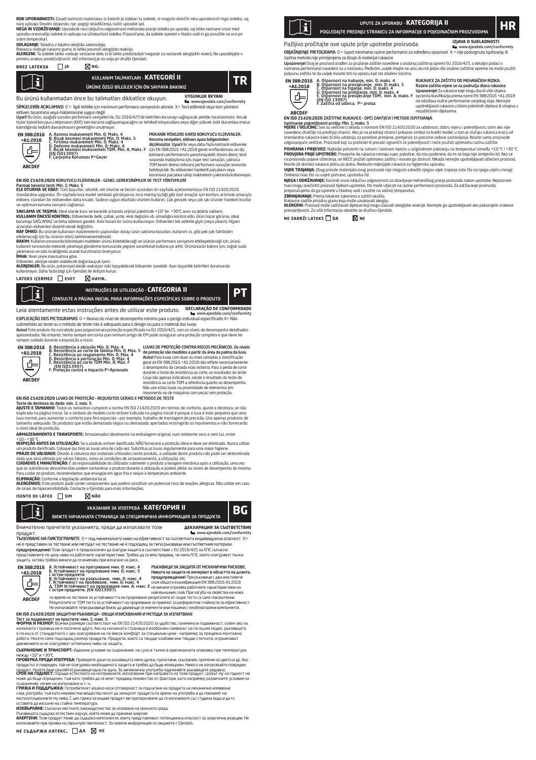**ROK UPORABNOSTI:** Zaradi lastnosti materialov, iz katerih je izdelan ta izdelek, ni mogoče določiti roka uporabnosti tega izdelka, saj nanj vplivajo številni dejavniki, npr. pogoji skladiščenja, način uporabe ipd.
**NEGA IN VZDRŽEVANJE:** Uporabnik nosi izključno odgovornost mehansko pranje izdelka po uporabi, saj lahko neznane snovi med uporabo onesnažijo izdelek in vplivajo na učinkovitost izdelka. Priporočamo, da izdelek sperete v hladni vodi in ga posušite na vrvi pri sobni temperaturi.
**ODLAGANJE:** Skladno z lokalno okoljsko zakonodajo.
Rokavica vsebuje naravno gumo, ki lahko povzroči alergijsko reakcijo.
**ALERGENI:** Ta izdelek lahko vsebuje sestavne dele, ki bi lahko predstavljali tveganje za nastanek alergijskih reakcij. Ne uporabljajte v primeru znakov preobčutljivosti. Več informacij je na voljo pri družbi Ejendals.

**BREZ LATEKSA** ☐ JA ☒ NO.

## KULLANIM TALİMATLARI - KATEGORİ II
### ÜRÜNE ÖZGÜ BİLGİLER İÇİN ÖN SAYFAYA BAKINIZ
**TR**

Bu ürünü kullanmadan önce bu talimatları dikkatlice okuyun.

**UYGUNLUK BEYANI**
www.ejendals.com/conformity

**SİMGELERİN AÇIKLAMASI** 0 = İlgili tehlike için minimum performans seviyesinin altında X= Test edilmedi veya test yöntemi eldiven tasarımına veya malzemesine uygun değil
**Uyarı!** Bu ürün, aşağıda sunulan performans seviyeleri ile, EU 2016/425'de belirtilen korumayı sağlayacak şekilde tasarlanmıştır. Ancak hiçbir kişisel koruyucu ekipmanın (KKE) tam koruma sağlayamayacağını ve tehlikeli kimyasallara veya diğer yüksek riskli durumlara maruz kalındığında tedbirli davranılmasını gerektiğini unutmayın.

**EN 388:2016 +A1:2018**
A. Aşınma mukavemeti Min. 0; Maks. 4
B. Bıçak kesmesi mukavemeti Min. 0; Maks. 5
C. Yırtılma mukavemeti Min. 0; Maks. 4
D. Delinme mukavemeti Min. 0; Maks. 4
E. Bıçak kesmesi mukavemeti TDM. Min. A; Maks. F (EN ISO13997)
F. Çarpışma Koruması P=Geçer
ABCDEF

**MEKANİK RİSKLERE KARŞI KORUYUCU ELDİVENLER. Koruma seviyeleri, eldiven ayası bölgesinden ölçülmüştür. Uyarı!** İki veya daha fazla katmanlı eldivenler için EN 388:2016 +A1:2018 genel sınıflandırması, en dış katmanın performansını yansıtmayabilir. Kesim direnç testi sırasında matlaştırma için, kupe test sonuçları, yalnızca TDM kesim direnci referans performans sonuçları sırasında belirleyicidir. Bu eldivenleri hareketli parçaların veya korumasız parçalara sahip makinelerin yakınında kullanmayın.

**EN ISO 21420:2020 KORUYUCU ELDİVENLER - GENEL GEREKSİNİMLER VE TEST YÖNTEMLERİ**
**Parmak becerisi testi: Min. 1; Maks. 5**
**ELE OTURMA VE EBAT:** Tüm boyutlar, rahatlık, ele oturma ve beceri açısından EN ISO 21420:2020 standardına uygundur. Ön sayfada kısa model sembolü görülüyorsa, ince montaj işçiliği gibi özel amaçlar için konforu artırmak amacıyla eldiven, standart bir eldivenden daha kısadır. Sadece uygun ebattaki ürünleri kullanın. Çok gevşek veya çok sıkı ürünler hareketi kısıtlar ve optimum koruma seviyesi sağlamaz.
**SAKLAMA VE TAŞIMA:** İdeal olarak kuru ve karanlık ortamda orijinal paketinde +10° ile +30°C arası sıcaklıkta saklanır.
**KULLANIM ÖNCESİ KONTROL:** Eldivenlerde delik, çatlak, yırtık, renk değişimi vb. olmadığını kontrol edin. Ürün hasar görürse, ideal korumayı SAĞLAMAZ ve imha edilmesi gerekir. Asla hasarlı bir ürünü kullanmayın. Eldivenleri tek seferde giyin (veya çıkarın). Hijyen açısından eldivenleri düzenli olarak değiştirin.
**RAF ÖMRÜ:** Bu üründe kullanılan malzemelerin yapısından dolayı ürün saklama koşulları, kullanım vs. gibi pek çok faktörden etkilenebileceği için bu ürünün ömrü belirlenememektedir.
**BAKIM:** Kullanım esnasında bilinmeyen maddeler ürünü kirletebileceği ve ürünün performans seviyesini etkileyebileceği için, ürünü kullanım sonrasında mekanik yıkamaya gönderme konusunda yegane sorumluluk kullanıcıya aittir. Ürününüzün bakımı için, soğuk suda yıkamanızı ve oda sıcaklığında asarak kurutmanızı öneriyoruz.
**İMHA:** Yerel çevre mevzuatına göre.
Eldivenler, alerjiye neden olabilecek doğal kauçuk içerir.
**ALERJENLER:** Bu ürün, potansiyel alerjik reaksiyon riski taşıyabilecek bileşenler içerebilir. Aşırı duyarlılık belirtileri durumunda kullanmayın. Daha fazla bilgi için Ejendals ile iletişim kurun.

**LATEKS İÇERMEZ** ☐ EVET ☒ HAYIR.

## INSTRUÇÕES DE UTILIZAÇÃO - CATEGORIA II
### CONSULTE A PÁGINA INICIAL PARA INFORMAÇÕES ESPECÍFICAS SOBRE O PRODUTO
**PT**

Leia atentamente estas instruções antes de utilizar este produto.

**DECLARAÇÃO DE CONFORMIDADE**
www.ejendals.com/conformity

**EXPLICAÇÃO DOS PICTOGRAMAS** 0 = Abaixo do nível de desempenho mínimo para o perigo individual especificado X= Não submetidas ao teste ou o método de teste não é adequado para o design ou para o material das luvas
**Aviso!** Este produto foi concebido para proporcionara proteção especificada na EU 2016/425, com os níveis de desempenho detalhados apresentados. No entanto, tenha sempre em conta que nenhum artigo de EPI pode assegurar uma proteção completa e deve ter sempre cuidado durante a exposição a riscos.

**EN 388:2016 +A1:2018**
A. Resistência à abrasão Mín. 0; Máx. 4
B. Resistência ao corte de lâmina Mín. 0; Máx. 5
C. Resistência ao rasgamento Mín. 0; Máx. 4
D. Resistência à perfuração Mín. 0; Máx. 4
E. Resistência ao corte TDM Mín. A; Máx. F (EN ISO13997)
F. Proteção contra o impacto P=Aprovado
ABCDEF

**LUVAS DE PROTEÇÃO CONTRA RISCOS MECÂNICOS. Os níveis de proteção são medidos a partir da área da palma da luva. Aviso!** Para luvas com duas ou mais camadas a classificação geral da EN 388:2016 +A1:2018 não reflete necessariamente o desempenho da camada mais externa. Para a perda de corte durante o teste de resistência ao corte, os resultados do teste Coup são apenas indicativos, sendo o resultado do teste de resistência ao corte TDM a referência quanto ao desempenho. Não use estas luvas na proximidade de elementos em movimento ou de máquinas com peças sem proteção.

**EN ISO 21420:2020 LUVAS DE PROTEÇÃO – REQUISITOS GERAIS E MÉTODOS DE TESTE**
**Teste de destreza do dedo: mín. 1; máx. 5**
**AJUSTE E TAMANHO:** Todos os tamanhos cumprem a norma EN ISO 21420:2020 em termos de conforto, ajuste e destreza, se não explicado na página inicial. Se o símbolo de modelo curto estiver indicado na página inicial é porque a luva é mais pequena que uma luva normal, para aumentar o conforto para fins especiais - por exemplo, trabalho de montagem de precisão. Use apenas produtos de tamanho adequado. Os produtos que estão demasiado largos ou demasiado apertados restringirão os movimentos e não fornecerão o nível ideal de proteção.
**ARMAZENAMENTO E TRANSPORTE:** Armazenados idealmente na embalagem original, num ambiente seco e sem luz, entre +10 - +30 °C.
**INSPEÇÃO ANTES DA UTILIZAÇÃO:** Se o produto estiver danificado, NÃO fornecerá a proteção ideal e deve ser eliminado. Nunca utilize um produto danificado. Coloque (ou tire) as luvas uma de cada vez. Substitua as luvas regularmente para uma maior higiene.
**PRAZO DE VALIDADE:** Devido à natureza dos materiais utilizados neste produto, a validade deste produto não pode ser determinada dado que será afetada por vários fatores, como as condições de armazenamento, a utilização, etc.
**CUIDADOS E MANUTENÇÃO:** É da responsabilidade do utilizador submeter o produto a lavagem mecânica após a utilização, uma vez que as substâncias desconhecidas podem contaminar o produto durante a utilização e podem afetar os níveis de desempenho do mesmo. Para cuidar do produto, recomendamos que enxagúe em água fria e seque à temperatura ambiente.
**ELIMINAÇÃO:** Conforme a legislação ambiental local.
**ALERGÉNIOS:** Este produto pode conter componentes que podem constituir um potencial risco de reações alérgicas. Não utilize em caso de sinais de hipersensibilidade. Contacte a Ejendals para mais informações.

**ISENTO DE LÁTEX** ☐ SIM ☒ NÃO

## УКАЗАНИЯ ЗА УПОТРЕБА - КАТЕГОРИЯ II
### ВИЖТЕ НАЧАЛНАТА СТРАНИЦА ЗА СПЕЦИФИЧНА ИНФОРМАЦИЯ ЗА ПРОДУКТА
**BG**

Внимателно прочетете указанията, преди да използвате този продукт.

**ДЕКЛАРАЦИЯ ЗА СЪОТВЕТСТВИЕ**
www.ejendals.com/conformity

**ТЪЛКУВАНЕ НА ПИКТОГРАМИТЕ** 0 = под минималното ниво на ефективност за съответната индивидуална опасност X= не е представен за тестване или методът на тестване не е подходящ за типа ръкавици или съответния материал
**предупреждение!** Този продукт е предназначен да осигури защита в съответствие с EU 2016/425 за ЛПС според представените по-долу нива на работните характеристики. Трябва да се има предвид, че няма ЛПС, които осигуряват пълна защита, затова трябва винаги да се внимава при излагане на риск.

**EN 388:2016 +A1:2018**
А. Устойчивост на протриване мин. 0; макс. 4
Б. Устойчивост на прорязване мин. 0; макс. 5 с остри предмети
В. Устойчивост на разкъсване, мин. 0; макс. 4
Г. Устойчивост на пробиване, мин. 0; макс. 4
Д. TDM Устойчивост на прорязване мин. A; макс. E с остри предмети. (EN ISO13997)
ABCDEF

**РЪКАВИЦИ ЗА ЗАЩИТА ОТ МЕХАНИЧНИ РИСКОВЕ. Нивата на защита се измерват в областта на дланта. предупреждение!** При ръкавици с два или повече слоя общата класификация EN 388:2016 A1:2018 не винаги отразява работните характеристики на най-външния слой. При загуба на свойства на ножа по време на тестване за устойчивостта на прорязване резултатите от coupe теста са само показателни. Резултатите от TDM теста за устойчивост на прорязване се приемат за референтни стойности за ефективност. Не използвайте тези ръкавици близо до движещи се елементи или машини с необезопасени компоненти.

**EN ISO 21420:2020 ЗАЩИТНИ РЪКАВИЦИ – ОБЩИ ИЗИСКВАНИЯ И МЕТОДИ ЗА ИЗПИТВАНЕ**
**Тест за подвижност на пръстите: мин. 1; макс. 5**
**ФОРМА И РАЗМЕР:** Всички размери съответстват на EN ISO 21420:2020 за удобство, големина и подвижност, освен ако на началната страница не е посочено друго. Ако на началната страница е изобразен символът на по-късия модел, ръкавицата е по-къса от стандартното с цел осигуряване на по-висок комфорт за специални цели - например за прецизна монтажна работа. Носете само подходящ размер продукти. Продукти, които са твърде хлабави или твърде стегнати, ограничават движението и не осигуряват оптимално ниво на защита.
**СЪХРАНЕНИЕ И ТРАНСПОРТ:** Идеални условия за съхранение: на сухо и тъмно в оригиналната опаковка при температура между +10° и +30°C.
**ПРОВЕРКА ПРЕДИ УПОТРЕБА:** Проверете дали по ръкавицата няма дупки, пукнатини, скъсвания, промени на цвета и др. Ако продуктът е повреден, той не осигурява необходимата защита и трябва да бъде изхвърлен. Никога не използвайте повреден продукт. Носете (или сваляйте) ръкавици една по една. За хигиенична употреба подменяйте ръкавиците редовно.
**СРОК НА ГОДНОСТ:** Поради естеството на материалите, използвани при направата на този продукт, срокът му на годност не може да бъде определен, тъй като трябва да се имат предвид множество от фактори, като например различните условия на съхранение, начин на използване и т. н.
**ГРИЖА И ПОДДРЪЖКА:** Потребителят изцяло носи отговорност за подлагане на продукта на механично изпиране след употреба, тъй като неизвестни вещества могат да замърсят продукта по време на употреба и да повлияят на експлоатационните му нива. С цел грижа за вашия продукт ви препоръчваме да го изплаквате със студена вода и да го оставяте да изсъхне на стайна температура.
**ИЗХВЪРЛЯНЕ:** Съгласно местното законодателство за опазване на околната среда.
Ръкавицата съдържа естествен каучук, който може да причини алергия
**АЛЕРГЕНИ:** Този продукт може да съдържа компоненти, които представляват потенциална опасност за алергични реакции. Не използвайте при проява на свръхчувствителност. За повече информация се свържете с Ejendals.

**НЕ СЪДЪРЖА ЛАТЕКС.** ☐ ДА ☒ НЕ

## UPUTE ZA UPORABU - KATEGORIJA II
### POGLEDAJTE PREDNJU STRANICU ZA INFORMACIJE O POJEDINAČNIM PROIZVODIMA
**HR**

Pažljivo pročitajte ove upute prije upotrebe proizvoda.

**IZJAVA O SUKLADNOSTI**
www.ejendals.com/conformity

**OBJAŠNJENJE PIKTOGRAMA** 0 = ispod minimalne razine performansi za određenu opasnost X = nije podvrgnuto ispitivanju ili ispitna metoda nije primjenjena za dizajn ili materijal rukavice
**Upozorenje!** Ovaj je proizvod izrađen za pružanje zaštite navedene o osobnoj zaštitnoj opremi EU 2016/425, a detaljni podaci o razinama performansi navedeni su u nastavku. Međutim, uvijek imajte na umu da niti jedan dio osobne zaštitne opreme ne može pružiti potpunu zaštitu te da uvijek morate biti na oprezu kad ste izloženi rizicima.

**EN 388:2016 +A1:2018**
A. Otpornost na habanje, min. 0; maks. 4
B. Otpornost na presijecanje, min. 0; maks. 5
C. Otpornost na trganje, min. 0; maks. 4
D. Otpornost na probijanje, min. 0; maks. 4
E. Otpornost na presijecanje TDM, min. A; maks. F (EN ISO 13997)
F. Zaštita od udarca, P= prolaz
ABCDEF

**RUKAVICE ZA ZAŠTITU OD MEHANIČKIH RIZIKA. Razine zaštite mjere se na području dlana rukavice. Upozorenje!** Za rukavice koje imaju dva ili više slojeva općenita klasifikacija prema normi EN 388:2016 +A1:2018 ne odražava nužno performanse vanjskog sloja. Nemojte upotrebljavati rukavice u blizini pokretnih dijelova ili strojeva s nezaštićenim dijelovima.

**EN ISO 21420:2020 ZAŠTITNE RUKAVICE – OPĆI ZAHTJEVI I METODE ISPITIVANJA**
**Ispitivanje pokretljivosti prstiju: Min. 1; maks. 5**
**MJERE I VELIČINE:** Sve su veličine u skladu s normom EN ISO 21420:2020 za udobnost, dobru mjeru i pokretljivost, osim ako nije navedeno drukčije na prednjoj stranici. Ako je na prednjoj stranici prikazan simbol za kratki model, u tom je slučaju rukavica kraća od standardne rukavice kako bi bila udobnija za posebne primjene, primjerice za precizne radove sastavljanja. Nosite samo proizvode odgovarajuće veličine. Proizvodi koji su preširoki ili preuski ograničit će pokretljivost i neće pružati optimalnu razinu zaštite.
**POHRANA I PRIJEVOZ:** Najbolje pohraniti na suhom i tamnom mjestu u originalnom pakiranju na temperaturi između +10 °C i +30 °C.
**PROVJERA PRIJE UPOTREBE:** Provjerite da rukavice nemaju rupe, pukotine, da nisu poderane, da im se boja nije izmijenila itd. Ako se na proizvodu pojave oštećenja, on NEĆE pružati optimalnu zaštitu i morate ga zbrinuti. Nikada nemojte upotrebljavati oštećeni proizvod. Nosite (ili skinite) rukavice jednu po jednu. Redovito mijenjajte rukavice za higijensku uporabu.
**VIJEK TRAJANJA:** Zbog prirode materijala ovog proizvoda nije moguće odrediti njegov vijek trajanja zato što na njega utječu mnogi čimbenici kao što su uvjeti pohrane, upotreba itd.
**NJEGA I ODRŽAVANJE:** Korisnik snosi isključivu odgovornost za obavljanje mehaničkog pranja proizvoda nakon upotrebe. Nepoznate tvari mogu onečistiti proizvod tijekom upotrebe, što može utjecati na razine performansi proizvoda. Za održavanje proizvoda preporučujemo da ga isperete u hladnoj vodi i osušite na sobnoj temperaturi.
**ZBRINJAVANJE:** Prema lokalnim zakonima o zaštiti okoliša.
Rukavice sadrže prirodnu gumu koja može uzrokovati alergiju
**ALERGENI:** Proizvod može sadržavati dijelove koji mogu izazvati alergijske reakcije. Nemojte ga upotrebljavati ako pokazujete znakove preosjetljivosti. Za više informacija obratite se društvu Ejendals.

**NE SADRŽI LATEKS** ☐ DA ☒ NE